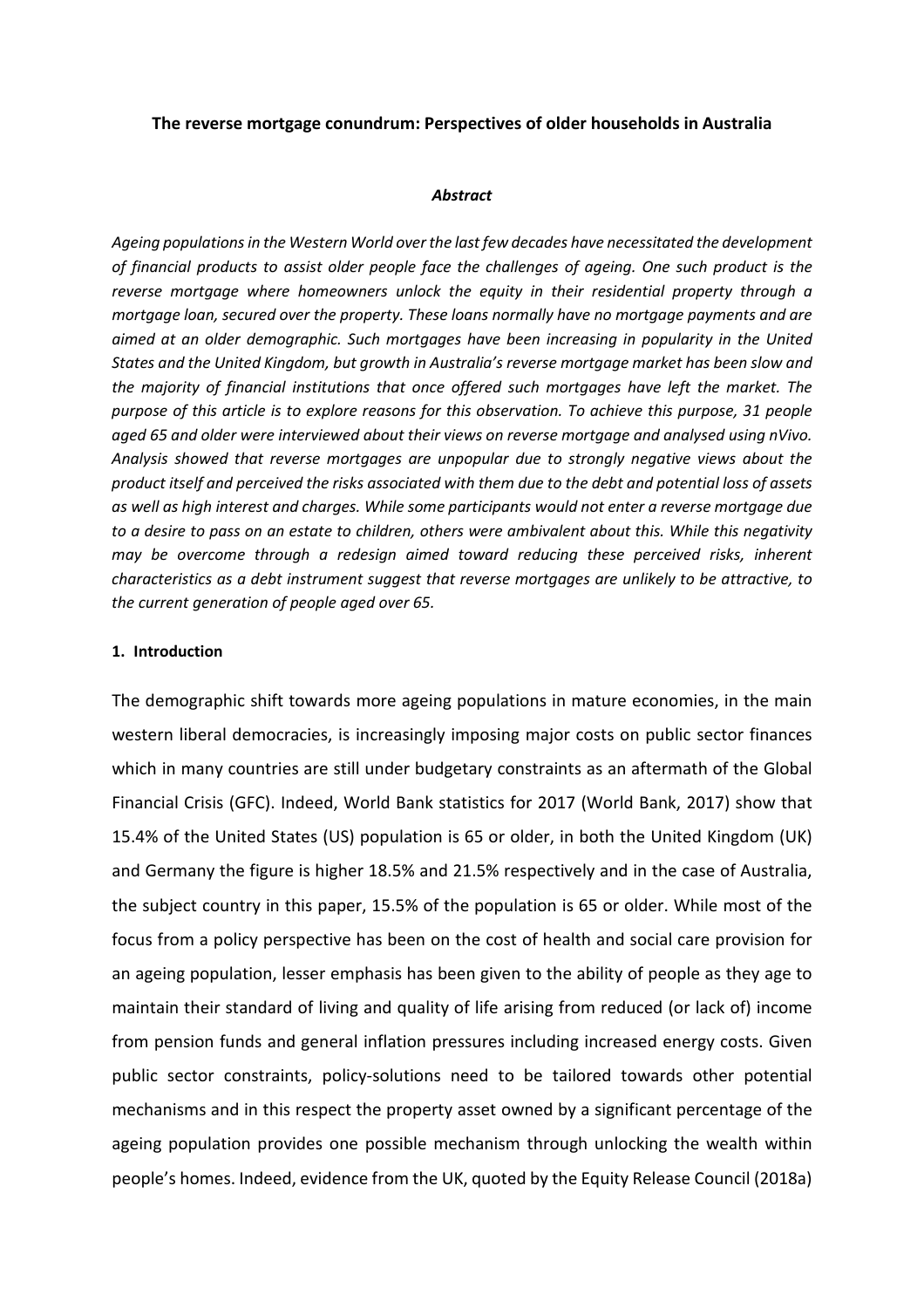# The reverse mortgage conundrum: Perspectives of older households in Australia

***Abstract***

*Ageing populations in the Western World over the last few decades have necessitated the development of financial products to assist older people face the challenges of ageing. One such product is the reverse mortgage where homeowners unlock the equity in their residential property through a mortgage loan, secured over the property. These loans normally have no mortgage payments and are aimed at an older demographic. Such mortgages have been increasing in popularity in the United States and the United Kingdom, but growth in Australia's reverse mortgage market has been slow and the majority of financial institutions that once offered such mortgages have left the market. The purpose of this article is to explore reasons for this observation. To achieve this purpose, 31 people aged 65 and older were interviewed about their views on reverse mortgage and analysed using nVivo. Analysis showed that reverse mortgages are unpopular due to strongly negative views about the product itself and perceived the risks associated with them due to the debt and potential loss of assets as well as high interest and charges. While some participants would not enter a reverse mortgage due to a desire to pass on an estate to children, others were ambivalent about this. While this negativity may be overcome through a redesign aimed toward reducing these perceived risks, inherent characteristics as a debt instrument suggest that reverse mortgages are unlikely to be attractive, to the current generation of people aged over 65.*

## 1. Introduction

The demographic shift towards more ageing populations in mature economies, in the main western liberal democracies, is increasingly imposing major costs on public sector finances which in many countries are still under budgetary constraints as an aftermath of the Global Financial Crisis (GFC). Indeed, World Bank statistics for 2017 (World Bank, 2017) show that 15.4% of the United States (US) population is 65 or older, in both the United Kingdom (UK) and Germany the figure is higher 18.5% and 21.5% respectively and in the case of Australia, the subject country in this paper, 15.5% of the population is 65 or older. While most of the focus from a policy perspective has been on the cost of health and social care provision for an ageing population, lesser emphasis has been given to the ability of people as they age to maintain their standard of living and quality of life arising from reduced (or lack of) income from pension funds and general inflation pressures including increased energy costs. Given public sector constraints, policy-solutions need to be tailored towards other potential mechanisms and in this respect the property asset owned by a significant percentage of the ageing population provides one possible mechanism through unlocking the wealth within people's homes. Indeed, evidence from the UK, quoted by the Equity Release Council (2018a)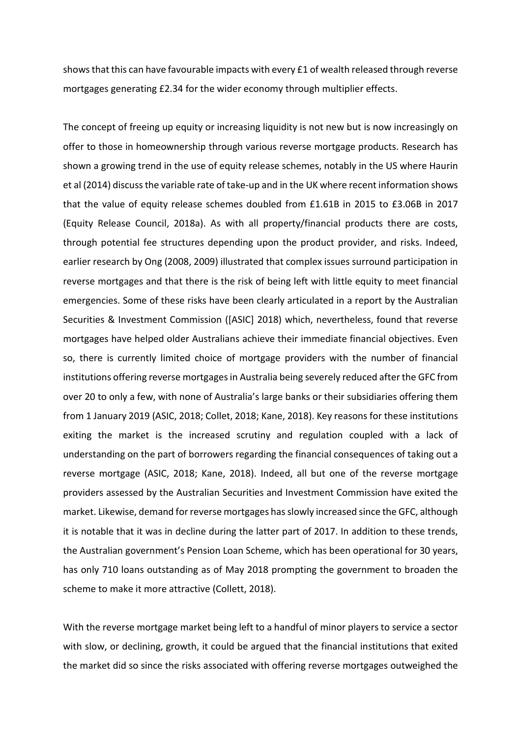shows that this can have favourable impacts with every £1 of wealth released through reverse mortgages generating £2.34 for the wider economy through multiplier effects.

The concept of freeing up equity or increasing liquidity is not new but is now increasingly on offer to those in homeownership through various reverse mortgage products. Research has shown a growing trend in the use of equity release schemes, notably in the US where Haurin et al (2014) discuss the variable rate of take-up and in the UK where recent information shows that the value of equity release schemes doubled from £1.61B in 2015 to £3.06B in 2017 (Equity Release Council, 2018a). As with all property/financial products there are costs, through potential fee structures depending upon the product provider, and risks. Indeed, earlier research by Ong (2008, 2009) illustrated that complex issues surround participation in reverse mortgages and that there is the risk of being left with little equity to meet financial emergencies. Some of these risks have been clearly articulated in a report by the Australian Securities & Investment Commission ([ASIC] 2018) which, nevertheless, found that reverse mortgages have helped older Australians achieve their immediate financial objectives. Even so, there is currently limited choice of mortgage providers with the number of financial institutions offering reverse mortgages in Australia being severely reduced after the GFC from over 20 to only a few, with none of Australia's large banks or their subsidiaries offering them from 1 January 2019 (ASIC, 2018; Collet, 2018; Kane, 2018). Key reasons for these institutions exiting the market is the increased scrutiny and regulation coupled with a lack of understanding on the part of borrowers regarding the financial consequences of taking out a reverse mortgage (ASIC, 2018; Kane, 2018). Indeed, all but one of the reverse mortgage providers assessed by the Australian Securities and Investment Commission have exited the market. Likewise, demand for reverse mortgages has slowly increased since the GFC, although it is notable that it was in decline during the latter part of 2017. In addition to these trends, the Australian government's Pension Loan Scheme, which has been operational for 30 years, has only 710 loans outstanding as of May 2018 prompting the government to broaden the scheme to make it more attractive (Collett, 2018).

With the reverse mortgage market being left to a handful of minor players to service a sector with slow, or declining, growth, it could be argued that the financial institutions that exited the market did so since the risks associated with offering reverse mortgages outweighed the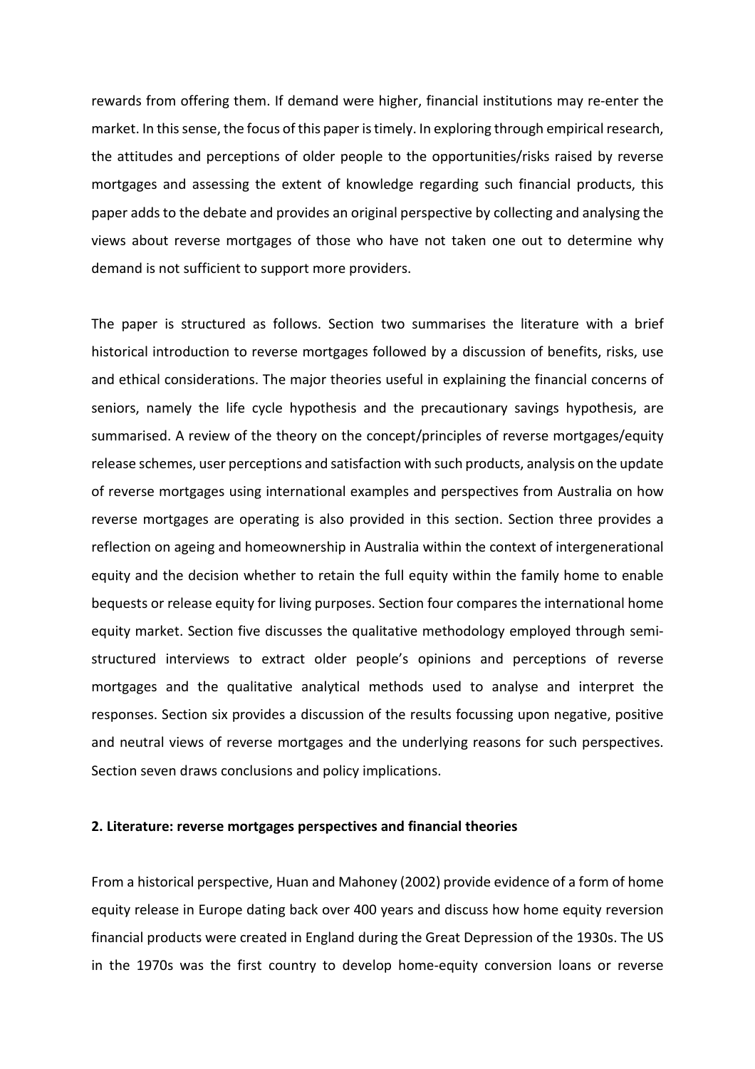rewards from offering them. If demand were higher, financial institutions may re-enter the market. In this sense, the focus of this paper is timely. In exploring through empirical research, the attitudes and perceptions of older people to the opportunities/risks raised by reverse mortgages and assessing the extent of knowledge regarding such financial products, this paper adds to the debate and provides an original perspective by collecting and analysing the views about reverse mortgages of those who have not taken one out to determine why demand is not sufficient to support more providers.

The paper is structured as follows. Section two summarises the literature with a brief historical introduction to reverse mortgages followed by a discussion of benefits, risks, use and ethical considerations. The major theories useful in explaining the financial concerns of seniors, namely the life cycle hypothesis and the precautionary savings hypothesis, are summarised. A review of the theory on the concept/principles of reverse mortgages/equity release schemes, user perceptions and satisfaction with such products, analysis on the update of reverse mortgages using international examples and perspectives from Australia on how reverse mortgages are operating is also provided in this section. Section three provides a reflection on ageing and homeownership in Australia within the context of intergenerational equity and the decision whether to retain the full equity within the family home to enable bequests or release equity for living purposes. Section four compares the international home equity market. Section five discusses the qualitative methodology employed through semi-structured interviews to extract older people's opinions and perceptions of reverse mortgages and the qualitative analytical methods used to analyse and interpret the responses. Section six provides a discussion of the results focussing upon negative, positive and neutral views of reverse mortgages and the underlying reasons for such perspectives. Section seven draws conclusions and policy implications.

## 2. Literature: reverse mortgages perspectives and financial theories

From a historical perspective, Huan and Mahoney (2002) provide evidence of a form of home equity release in Europe dating back over 400 years and discuss how home equity reversion financial products were created in England during the Great Depression of the 1930s. The US in the 1970s was the first country to develop home-equity conversion loans or reverse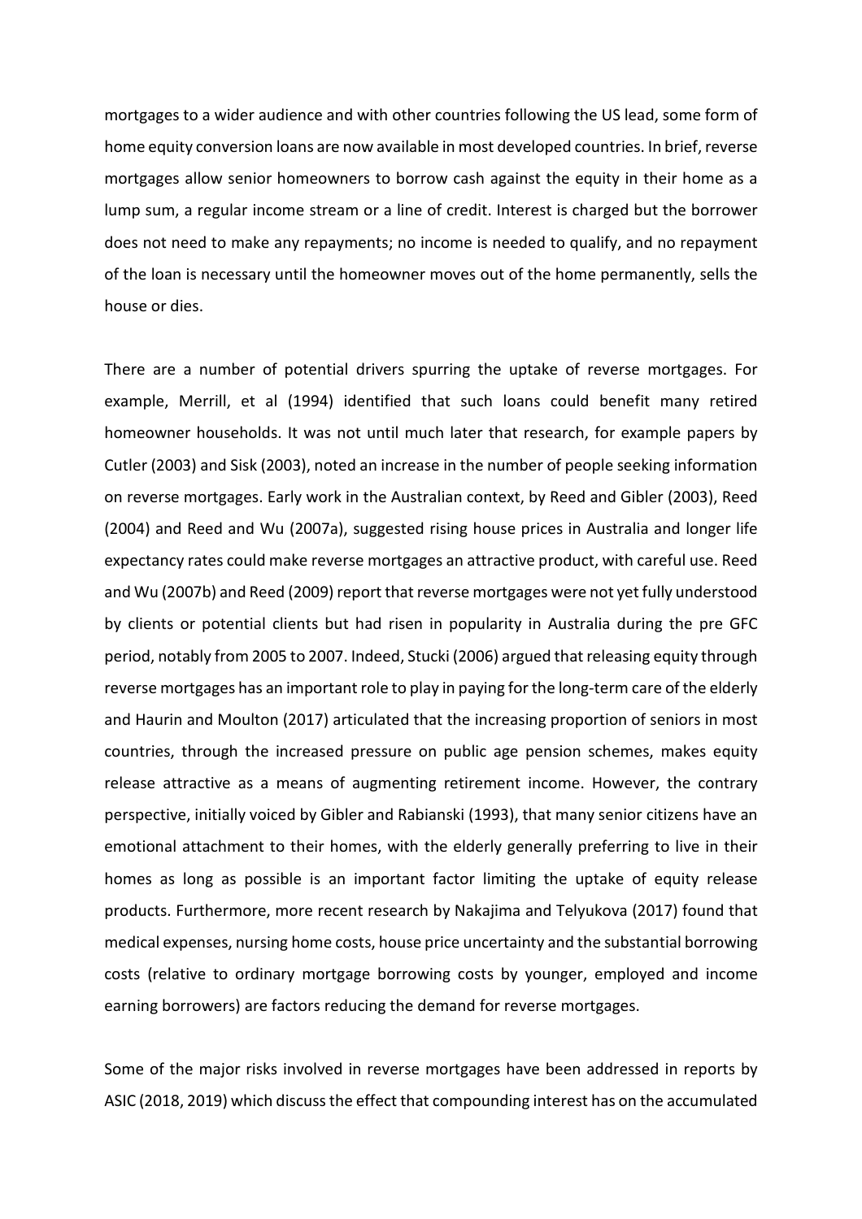mortgages to a wider audience and with other countries following the US lead, some form of home equity conversion loans are now available in most developed countries. In brief, reverse mortgages allow senior homeowners to borrow cash against the equity in their home as a lump sum, a regular income stream or a line of credit. Interest is charged but the borrower does not need to make any repayments; no income is needed to qualify, and no repayment of the loan is necessary until the homeowner moves out of the home permanently, sells the house or dies.

There are a number of potential drivers spurring the uptake of reverse mortgages. For example, Merrill, et al (1994) identified that such loans could benefit many retired homeowner households. It was not until much later that research, for example papers by Cutler (2003) and Sisk (2003), noted an increase in the number of people seeking information on reverse mortgages. Early work in the Australian context, by Reed and Gibler (2003), Reed (2004) and Reed and Wu (2007a), suggested rising house prices in Australia and longer life expectancy rates could make reverse mortgages an attractive product, with careful use. Reed and Wu (2007b) and Reed (2009) report that reverse mortgages were not yet fully understood by clients or potential clients but had risen in popularity in Australia during the pre GFC period, notably from 2005 to 2007. Indeed, Stucki (2006) argued that releasing equity through reverse mortgages has an important role to play in paying for the long-term care of the elderly and Haurin and Moulton (2017) articulated that the increasing proportion of seniors in most countries, through the increased pressure on public age pension schemes, makes equity release attractive as a means of augmenting retirement income. However, the contrary perspective, initially voiced by Gibler and Rabianski (1993), that many senior citizens have an emotional attachment to their homes, with the elderly generally preferring to live in their homes as long as possible is an important factor limiting the uptake of equity release products. Furthermore, more recent research by Nakajima and Telyukova (2017) found that medical expenses, nursing home costs, house price uncertainty and the substantial borrowing costs (relative to ordinary mortgage borrowing costs by younger, employed and income earning borrowers) are factors reducing the demand for reverse mortgages.

Some of the major risks involved in reverse mortgages have been addressed in reports by ASIC (2018, 2019) which discuss the effect that compounding interest has on the accumulated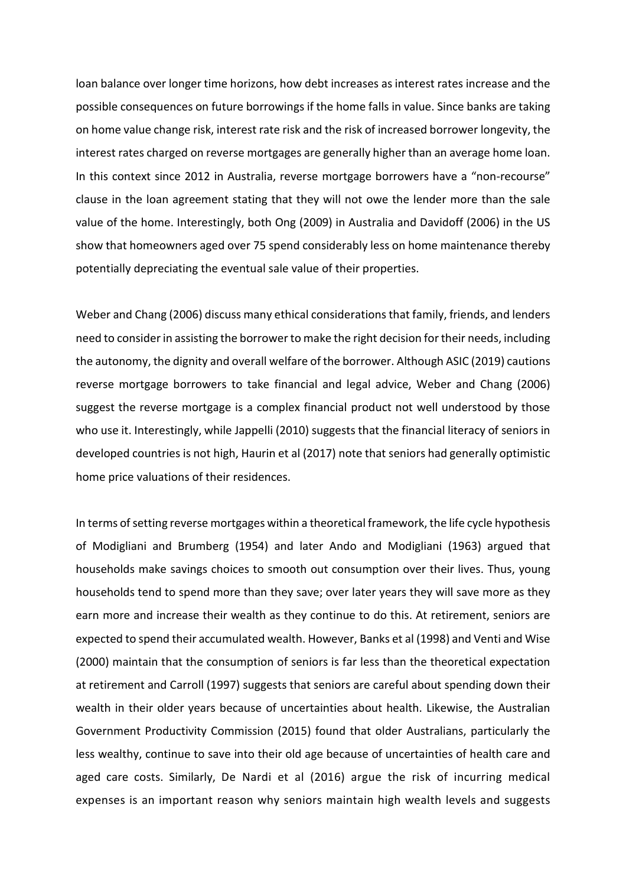loan balance over longer time horizons, how debt increases as interest rates increase and the possible consequences on future borrowings if the home falls in value. Since banks are taking on home value change risk, interest rate risk and the risk of increased borrower longevity, the interest rates charged on reverse mortgages are generally higher than an average home loan. In this context since 2012 in Australia, reverse mortgage borrowers have a "non-recourse" clause in the loan agreement stating that they will not owe the lender more than the sale value of the home. Interestingly, both Ong (2009) in Australia and Davidoff (2006) in the US show that homeowners aged over 75 spend considerably less on home maintenance thereby potentially depreciating the eventual sale value of their properties.

Weber and Chang (2006) discuss many ethical considerations that family, friends, and lenders need to consider in assisting the borrower to make the right decision for their needs, including the autonomy, the dignity and overall welfare of the borrower. Although ASIC (2019) cautions reverse mortgage borrowers to take financial and legal advice, Weber and Chang (2006) suggest the reverse mortgage is a complex financial product not well understood by those who use it. Interestingly, while Jappelli (2010) suggests that the financial literacy of seniors in developed countries is not high, Haurin et al (2017) note that seniors had generally optimistic home price valuations of their residences.

In terms of setting reverse mortgages within a theoretical framework, the life cycle hypothesis of Modigliani and Brumberg (1954) and later Ando and Modigliani (1963) argued that households make savings choices to smooth out consumption over their lives. Thus, young households tend to spend more than they save; over later years they will save more as they earn more and increase their wealth as they continue to do this. At retirement, seniors are expected to spend their accumulated wealth. However, Banks et al (1998) and Venti and Wise (2000) maintain that the consumption of seniors is far less than the theoretical expectation at retirement and Carroll (1997) suggests that seniors are careful about spending down their wealth in their older years because of uncertainties about health. Likewise, the Australian Government Productivity Commission (2015) found that older Australians, particularly the less wealthy, continue to save into their old age because of uncertainties of health care and aged care costs. Similarly, De Nardi et al (2016) argue the risk of incurring medical expenses is an important reason why seniors maintain high wealth levels and suggests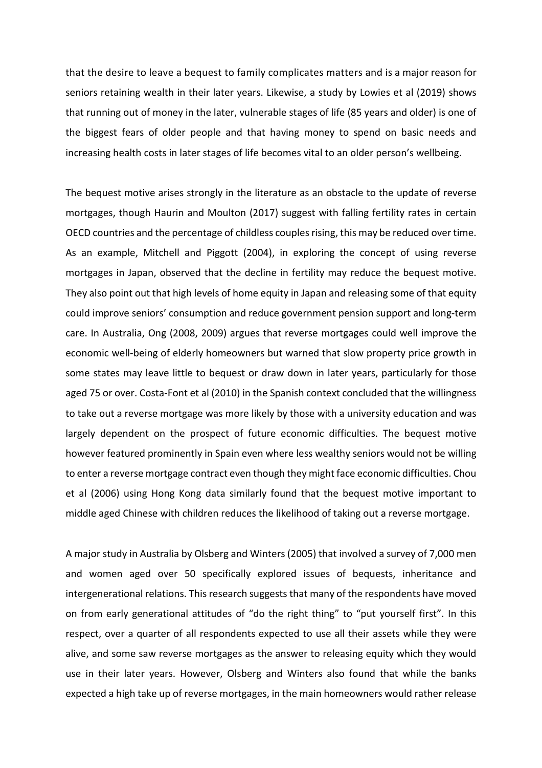that the desire to leave a bequest to family complicates matters and is a major reason for seniors retaining wealth in their later years. Likewise, a study by Lowies et al (2019) shows that running out of money in the later, vulnerable stages of life (85 years and older) is one of the biggest fears of older people and that having money to spend on basic needs and increasing health costs in later stages of life becomes vital to an older person's wellbeing.

The bequest motive arises strongly in the literature as an obstacle to the update of reverse mortgages, though Haurin and Moulton (2017) suggest with falling fertility rates in certain OECD countries and the percentage of childless couples rising, this may be reduced over time. As an example, Mitchell and Piggott (2004), in exploring the concept of using reverse mortgages in Japan, observed that the decline in fertility may reduce the bequest motive. They also point out that high levels of home equity in Japan and releasing some of that equity could improve seniors' consumption and reduce government pension support and long-term care. In Australia, Ong (2008, 2009) argues that reverse mortgages could well improve the economic well-being of elderly homeowners but warned that slow property price growth in some states may leave little to bequest or draw down in later years, particularly for those aged 75 or over. Costa-Font et al (2010) in the Spanish context concluded that the willingness to take out a reverse mortgage was more likely by those with a university education and was largely dependent on the prospect of future economic difficulties. The bequest motive however featured prominently in Spain even where less wealthy seniors would not be willing to enter a reverse mortgage contract even though they might face economic difficulties. Chou et al (2006) using Hong Kong data similarly found that the bequest motive important to middle aged Chinese with children reduces the likelihood of taking out a reverse mortgage.

A major study in Australia by Olsberg and Winters (2005) that involved a survey of 7,000 men and women aged over 50 specifically explored issues of bequests, inheritance and intergenerational relations. This research suggests that many of the respondents have moved on from early generational attitudes of "do the right thing" to "put yourself first". In this respect, over a quarter of all respondents expected to use all their assets while they were alive, and some saw reverse mortgages as the answer to releasing equity which they would use in their later years. However, Olsberg and Winters also found that while the banks expected a high take up of reverse mortgages, in the main homeowners would rather release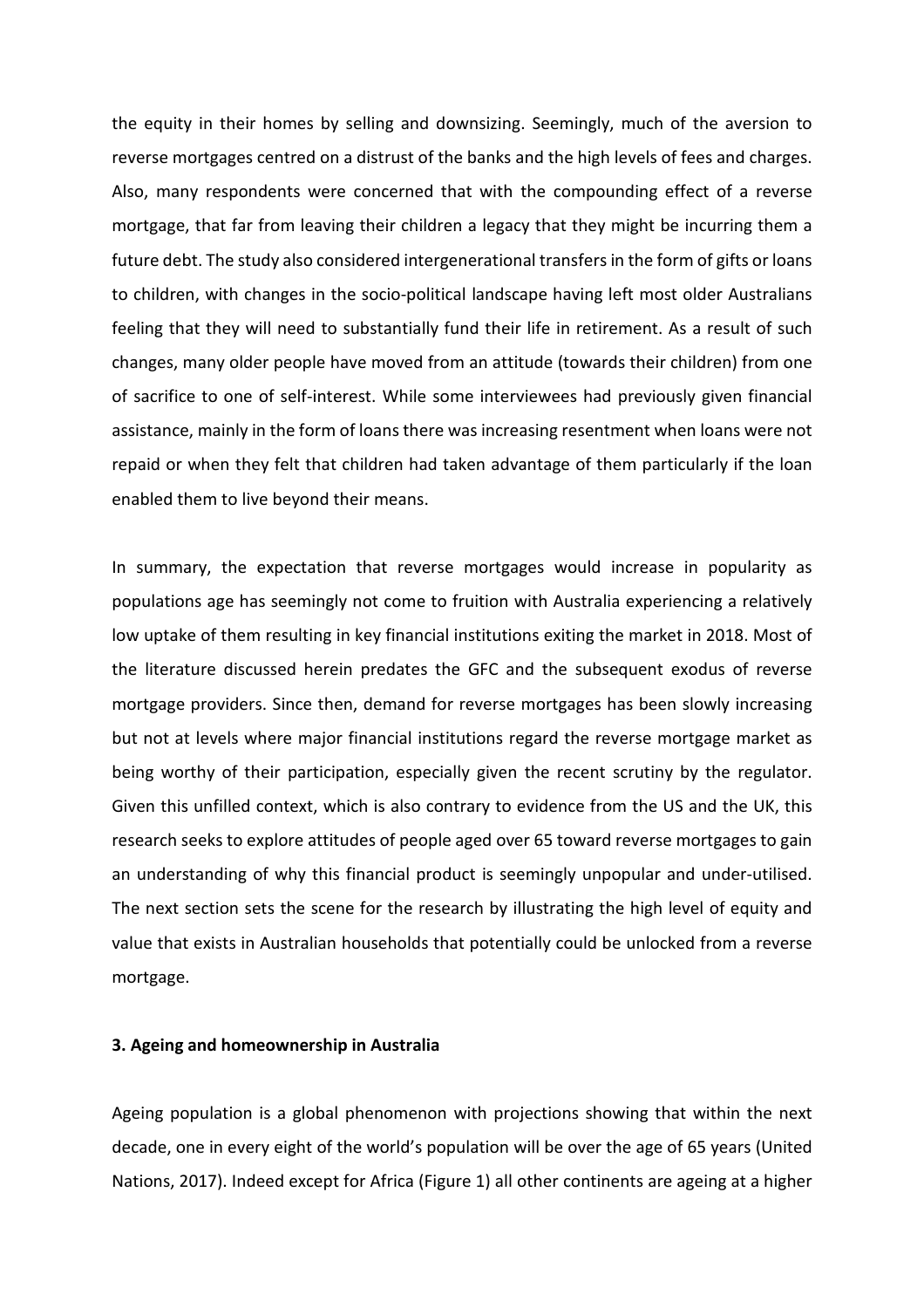the equity in their homes by selling and downsizing. Seemingly, much of the aversion to reverse mortgages centred on a distrust of the banks and the high levels of fees and charges. Also, many respondents were concerned that with the compounding effect of a reverse mortgage, that far from leaving their children a legacy that they might be incurring them a future debt. The study also considered intergenerational transfers in the form of gifts or loans to children, with changes in the socio-political landscape having left most older Australians feeling that they will need to substantially fund their life in retirement. As a result of such changes, many older people have moved from an attitude (towards their children) from one of sacrifice to one of self-interest. While some interviewees had previously given financial assistance, mainly in the form of loans there was increasing resentment when loans were not repaid or when they felt that children had taken advantage of them particularly if the loan enabled them to live beyond their means.

In summary, the expectation that reverse mortgages would increase in popularity as populations age has seemingly not come to fruition with Australia experiencing a relatively low uptake of them resulting in key financial institutions exiting the market in 2018. Most of the literature discussed herein predates the GFC and the subsequent exodus of reverse mortgage providers. Since then, demand for reverse mortgages has been slowly increasing but not at levels where major financial institutions regard the reverse mortgage market as being worthy of their participation, especially given the recent scrutiny by the regulator. Given this unfilled context, which is also contrary to evidence from the US and the UK, this research seeks to explore attitudes of people aged over 65 toward reverse mortgages to gain an understanding of why this financial product is seemingly unpopular and under-utilised. The next section sets the scene for the research by illustrating the high level of equity and value that exists in Australian households that potentially could be unlocked from a reverse mortgage.

## 3. Ageing and homeownership in Australia

Ageing population is a global phenomenon with projections showing that within the next decade, one in every eight of the world's population will be over the age of 65 years (United Nations, 2017). Indeed except for Africa (Figure 1) all other continents are ageing at a higher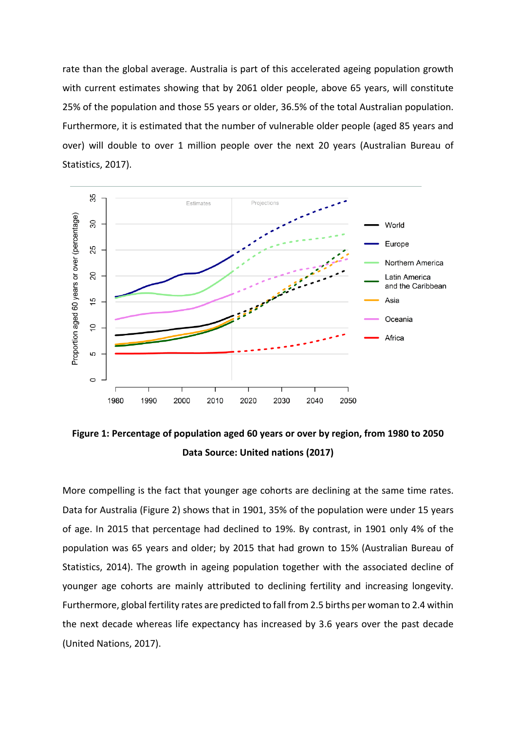rate than the global average. Australia is part of this accelerated ageing population growth with current estimates showing that by 2061 older people, above 65 years, will constitute 25% of the population and those 55 years or older, 36.5% of the total Australian population. Furthermore, it is estimated that the number of vulnerable older people (aged 85 years and over) will double to over 1 million people over the next 20 years (Australian Bureau of Statistics, 2017).

**Figure 1: Percentage of population aged 60 years or over by region, from 1980 to 2050**

**Data Source: United nations (2017)**

More compelling is the fact that younger age cohorts are declining at the same time rates. Data for Australia (Figure 2) shows that in 1901, 35% of the population were under 15 years of age. In 2015 that percentage had declined to 19%. By contrast, in 1901 only 4% of the population was 65 years and older; by 2015 that had grown to 15% (Australian Bureau of Statistics, 2014). The growth in ageing population together with the associated decline of younger age cohorts are mainly attributed to declining fertility and increasing longevity. Furthermore, global fertility rates are predicted to fall from 2.5 births per woman to 2.4 within the next decade whereas life expectancy has increased by 3.6 years over the past decade (United Nations, 2017).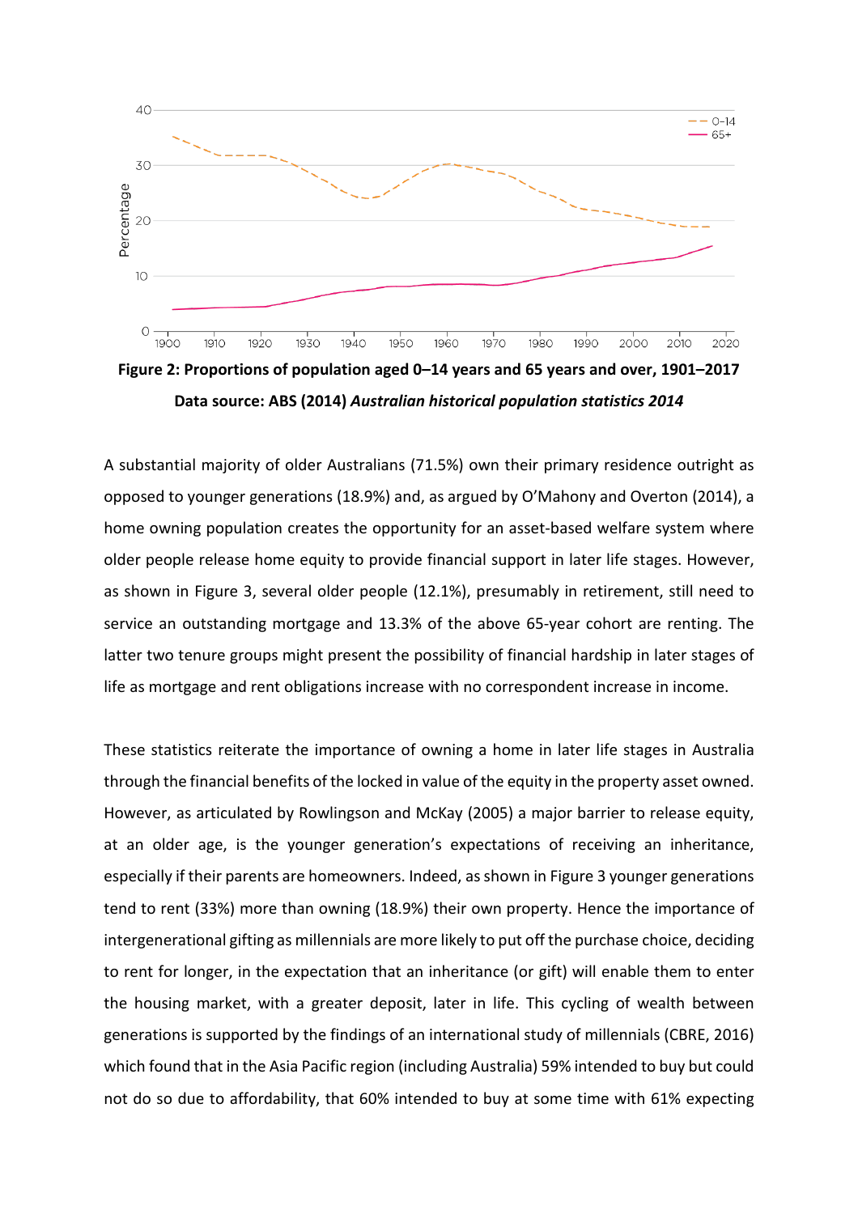**Figure 2: Proportions of population aged 0–14 years and 65 years and over, 1901–2017**

**Data source: ABS (2014)** ***Australian historical population statistics 2014***

A substantial majority of older Australians (71.5%) own their primary residence outright as opposed to younger generations (18.9%) and, as argued by O'Mahony and Overton (2014), a home owning population creates the opportunity for an asset-based welfare system where older people release home equity to provide financial support in later life stages. However, as shown in Figure 3, several older people (12.1%), presumably in retirement, still need to service an outstanding mortgage and 13.3% of the above 65-year cohort are renting. The latter two tenure groups might present the possibility of financial hardship in later stages of life as mortgage and rent obligations increase with no correspondent increase in income.

These statistics reiterate the importance of owning a home in later life stages in Australia through the financial benefits of the locked in value of the equity in the property asset owned. However, as articulated by Rowlingson and McKay (2005) a major barrier to release equity, at an older age, is the younger generation's expectations of receiving an inheritance, especially if their parents are homeowners. Indeed, as shown in Figure 3 younger generations tend to rent (33%) more than owning (18.9%) their own property. Hence the importance of intergenerational gifting as millennials are more likely to put off the purchase choice, deciding to rent for longer, in the expectation that an inheritance (or gift) will enable them to enter the housing market, with a greater deposit, later in life. This cycling of wealth between generations is supported by the findings of an international study of millennials (CBRE, 2016) which found that in the Asia Pacific region (including Australia) 59% intended to buy but could not do so due to affordability, that 60% intended to buy at some time with 61% expecting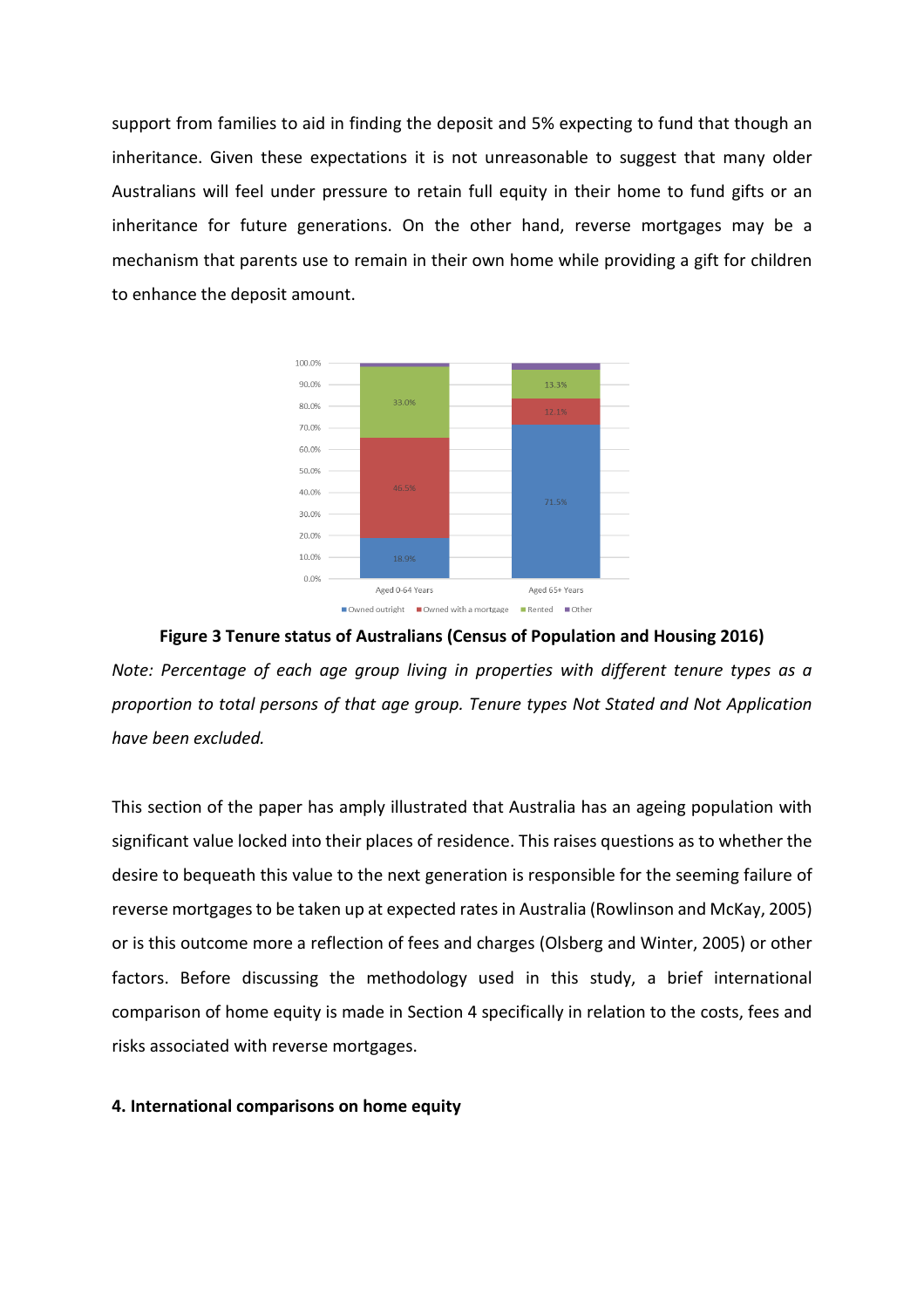support from families to aid in finding the deposit and 5% expecting to fund that though an inheritance. Given these expectations it is not unreasonable to suggest that many older Australians will feel under pressure to retain full equity in their home to fund gifts or an inheritance for future generations. On the other hand, reverse mortgages may be a mechanism that parents use to remain in their own home while providing a gift for children to enhance the deposit amount.

**Figure 3 Tenure status of Australians (Census of Population and Housing 2016)**

*Note: Percentage of each age group living in properties with different tenure types as a proportion to total persons of that age group. Tenure types Not Stated and Not Application have been excluded.*

This section of the paper has amply illustrated that Australia has an ageing population with significant value locked into their places of residence. This raises questions as to whether the desire to bequeath this value to the next generation is responsible for the seeming failure of reverse mortgages to be taken up at expected rates in Australia (Rowlinson and McKay, 2005) or is this outcome more a reflection of fees and charges (Olsberg and Winter, 2005) or other factors. Before discussing the methodology used in this study, a brief international comparison of home equity is made in Section 4 specifically in relation to the costs, fees and risks associated with reverse mortgages.

## 4. International comparisons on home equity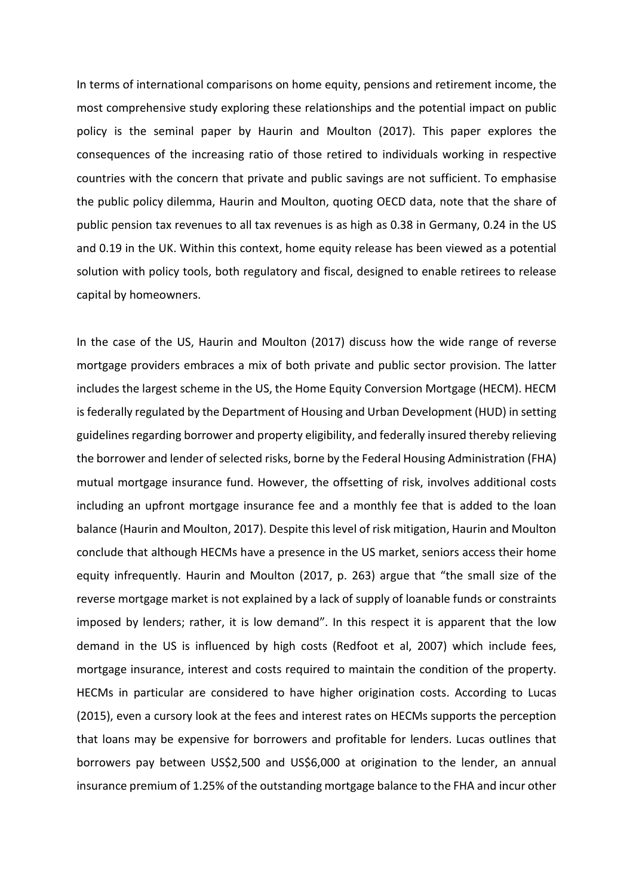In terms of international comparisons on home equity, pensions and retirement income, the most comprehensive study exploring these relationships and the potential impact on public policy is the seminal paper by Haurin and Moulton (2017). This paper explores the consequences of the increasing ratio of those retired to individuals working in respective countries with the concern that private and public savings are not sufficient. To emphasise the public policy dilemma, Haurin and Moulton, quoting OECD data, note that the share of public pension tax revenues to all tax revenues is as high as 0.38 in Germany, 0.24 in the US and 0.19 in the UK. Within this context, home equity release has been viewed as a potential solution with policy tools, both regulatory and fiscal, designed to enable retirees to release capital by homeowners.

In the case of the US, Haurin and Moulton (2017) discuss how the wide range of reverse mortgage providers embraces a mix of both private and public sector provision. The latter includes the largest scheme in the US, the Home Equity Conversion Mortgage (HECM). HECM is federally regulated by the Department of Housing and Urban Development (HUD) in setting guidelines regarding borrower and property eligibility, and federally insured thereby relieving the borrower and lender of selected risks, borne by the Federal Housing Administration (FHA) mutual mortgage insurance fund. However, the offsetting of risk, involves additional costs including an upfront mortgage insurance fee and a monthly fee that is added to the loan balance (Haurin and Moulton, 2017). Despite this level of risk mitigation, Haurin and Moulton conclude that although HECMs have a presence in the US market, seniors access their home equity infrequently. Haurin and Moulton (2017, p. 263) argue that "the small size of the reverse mortgage market is not explained by a lack of supply of loanable funds or constraints imposed by lenders; rather, it is low demand". In this respect it is apparent that the low demand in the US is influenced by high costs (Redfoot et al, 2007) which include fees, mortgage insurance, interest and costs required to maintain the condition of the property. HECMs in particular are considered to have higher origination costs. According to Lucas (2015), even a cursory look at the fees and interest rates on HECMs supports the perception that loans may be expensive for borrowers and profitable for lenders. Lucas outlines that borrowers pay between US$2,500 and US$6,000 at origination to the lender, an annual insurance premium of 1.25% of the outstanding mortgage balance to the FHA and incur other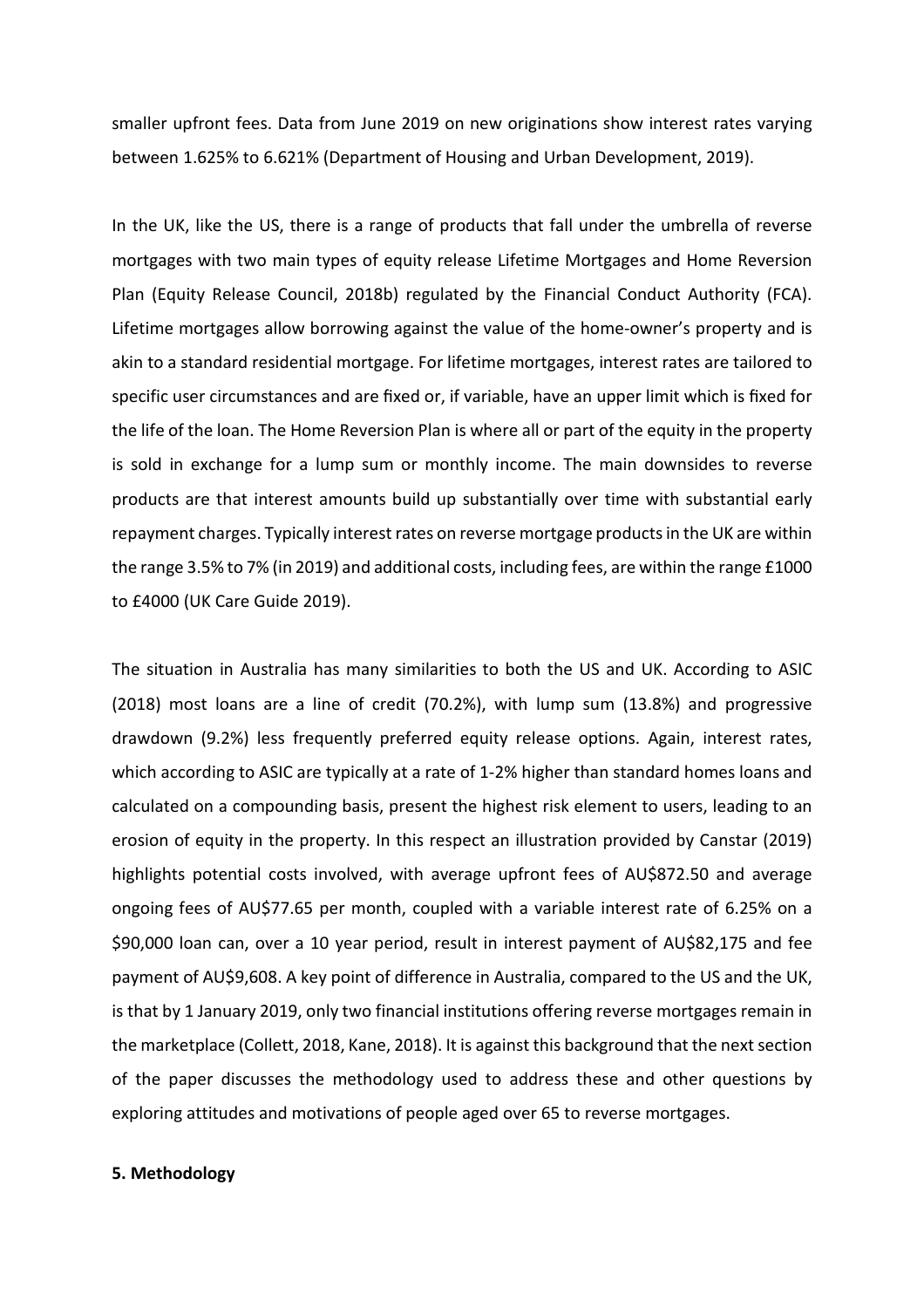smaller upfront fees. Data from June 2019 on new originations show interest rates varying between 1.625% to 6.621% (Department of Housing and Urban Development, 2019).

In the UK, like the US, there is a range of products that fall under the umbrella of reverse mortgages with two main types of equity release Lifetime Mortgages and Home Reversion Plan (Equity Release Council, 2018b) regulated by the Financial Conduct Authority (FCA). Lifetime mortgages allow borrowing against the value of the home-owner's property and is akin to a standard residential mortgage. For lifetime mortgages, interest rates are tailored to specific user circumstances and are fixed or, if variable, have an upper limit which is fixed for the life of the loan. The Home Reversion Plan is where all or part of the equity in the property is sold in exchange for a lump sum or monthly income. The main downsides to reverse products are that interest amounts build up substantially over time with substantial early repayment charges. Typically interest rates on reverse mortgage products in the UK are within the range 3.5% to 7% (in 2019) and additional costs, including fees, are within the range £1000 to £4000 (UK Care Guide 2019).

The situation in Australia has many similarities to both the US and UK. According to ASIC (2018) most loans are a line of credit (70.2%), with lump sum (13.8%) and progressive drawdown (9.2%) less frequently preferred equity release options. Again, interest rates, which according to ASIC are typically at a rate of 1-2% higher than standard homes loans and calculated on a compounding basis, present the highest risk element to users, leading to an erosion of equity in the property. In this respect an illustration provided by Canstar (2019) highlights potential costs involved, with average upfront fees of AU$872.50 and average ongoing fees of AU$77.65 per month, coupled with a variable interest rate of 6.25% on a $90,000 loan can, over a 10 year period, result in interest payment of AU$82,175 and fee payment of AU$9,608. A key point of difference in Australia, compared to the US and the UK, is that by 1 January 2019, only two financial institutions offering reverse mortgages remain in the marketplace (Collett, 2018, Kane, 2018). It is against this background that the next section of the paper discusses the methodology used to address these and other questions by exploring attitudes and motivations of people aged over 65 to reverse mortgages.

## 5. Methodology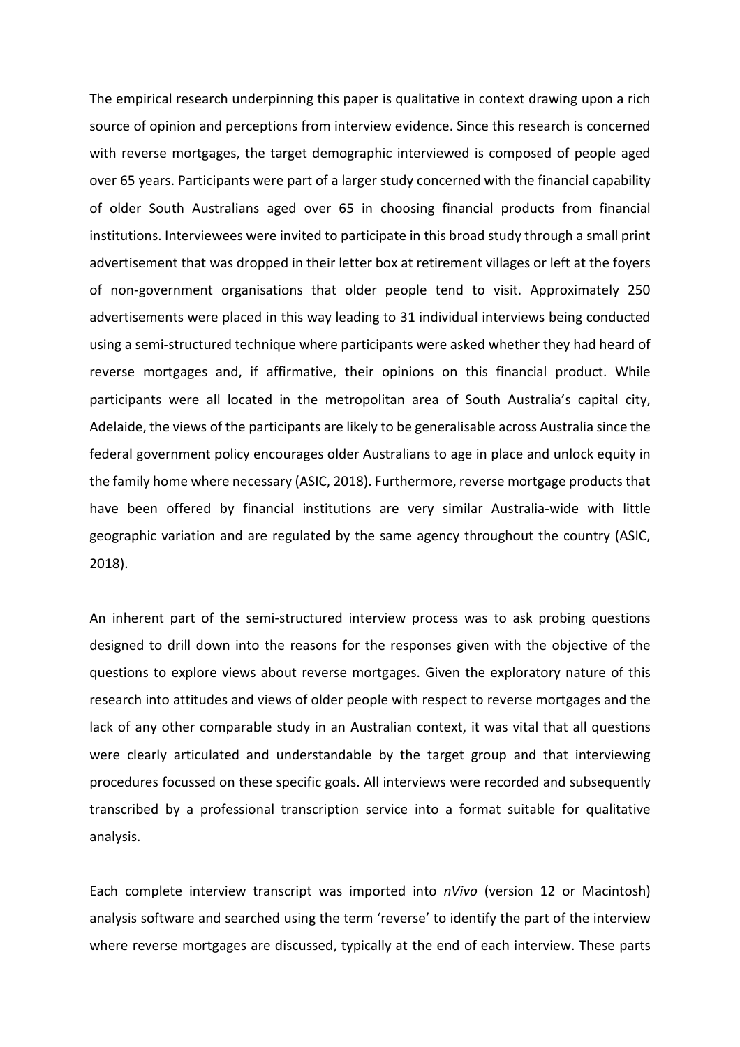The empirical research underpinning this paper is qualitative in context drawing upon a rich source of opinion and perceptions from interview evidence. Since this research is concerned with reverse mortgages, the target demographic interviewed is composed of people aged over 65 years. Participants were part of a larger study concerned with the financial capability of older South Australians aged over 65 in choosing financial products from financial institutions. Interviewees were invited to participate in this broad study through a small print advertisement that was dropped in their letter box at retirement villages or left at the foyers of non-government organisations that older people tend to visit. Approximately 250 advertisements were placed in this way leading to 31 individual interviews being conducted using a semi-structured technique where participants were asked whether they had heard of reverse mortgages and, if affirmative, their opinions on this financial product. While participants were all located in the metropolitan area of South Australia's capital city, Adelaide, the views of the participants are likely to be generalisable across Australia since the federal government policy encourages older Australians to age in place and unlock equity in the family home where necessary (ASIC, 2018). Furthermore, reverse mortgage products that have been offered by financial institutions are very similar Australia-wide with little geographic variation and are regulated by the same agency throughout the country (ASIC, 2018).

An inherent part of the semi-structured interview process was to ask probing questions designed to drill down into the reasons for the responses given with the objective of the questions to explore views about reverse mortgages. Given the exploratory nature of this research into attitudes and views of older people with respect to reverse mortgages and the lack of any other comparable study in an Australian context, it was vital that all questions were clearly articulated and understandable by the target group and that interviewing procedures focussed on these specific goals. All interviews were recorded and subsequently transcribed by a professional transcription service into a format suitable for qualitative analysis.

Each complete interview transcript was imported into *nVivo* (version 12 or Macintosh) analysis software and searched using the term 'reverse' to identify the part of the interview where reverse mortgages are discussed, typically at the end of each interview. These parts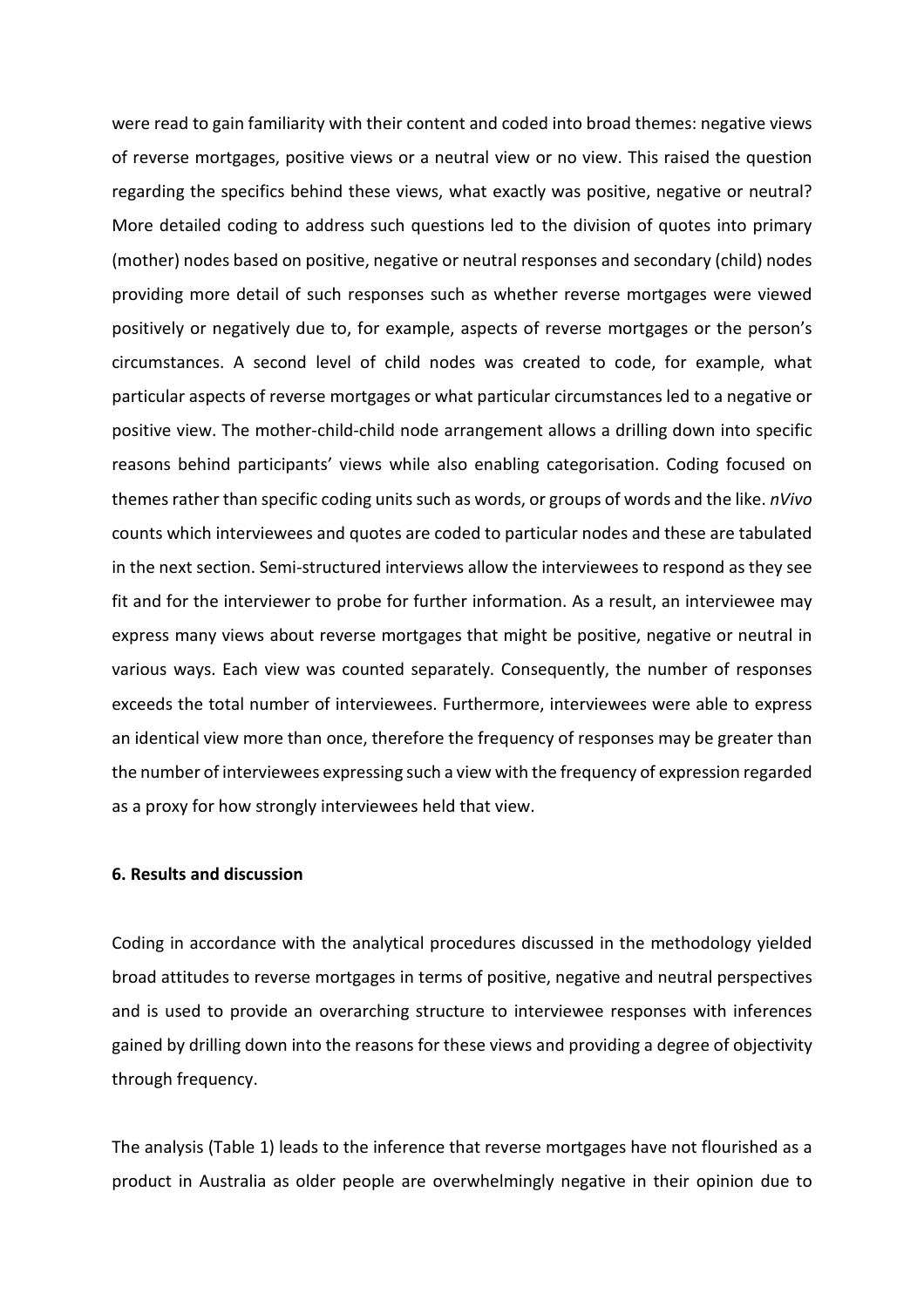were read to gain familiarity with their content and coded into broad themes: negative views of reverse mortgages, positive views or a neutral view or no view. This raised the question regarding the specifics behind these views, what exactly was positive, negative or neutral? More detailed coding to address such questions led to the division of quotes into primary (mother) nodes based on positive, negative or neutral responses and secondary (child) nodes providing more detail of such responses such as whether reverse mortgages were viewed positively or negatively due to, for example, aspects of reverse mortgages or the person's circumstances. A second level of child nodes was created to code, for example, what particular aspects of reverse mortgages or what particular circumstances led to a negative or positive view. The mother-child-child node arrangement allows a drilling down into specific reasons behind participants' views while also enabling categorisation. Coding focused on themes rather than specific coding units such as words, or groups of words and the like. *nVivo* counts which interviewees and quotes are coded to particular nodes and these are tabulated in the next section. Semi-structured interviews allow the interviewees to respond as they see fit and for the interviewer to probe for further information. As a result, an interviewee may express many views about reverse mortgages that might be positive, negative or neutral in various ways. Each view was counted separately. Consequently, the number of responses exceeds the total number of interviewees. Furthermore, interviewees were able to express an identical view more than once, therefore the frequency of responses may be greater than the number of interviewees expressing such a view with the frequency of expression regarded as a proxy for how strongly interviewees held that view.

## 6. Results and discussion

Coding in accordance with the analytical procedures discussed in the methodology yielded broad attitudes to reverse mortgages in terms of positive, negative and neutral perspectives and is used to provide an overarching structure to interviewee responses with inferences gained by drilling down into the reasons for these views and providing a degree of objectivity through frequency.

The analysis (Table 1) leads to the inference that reverse mortgages have not flourished as a product in Australia as older people are overwhelmingly negative in their opinion due to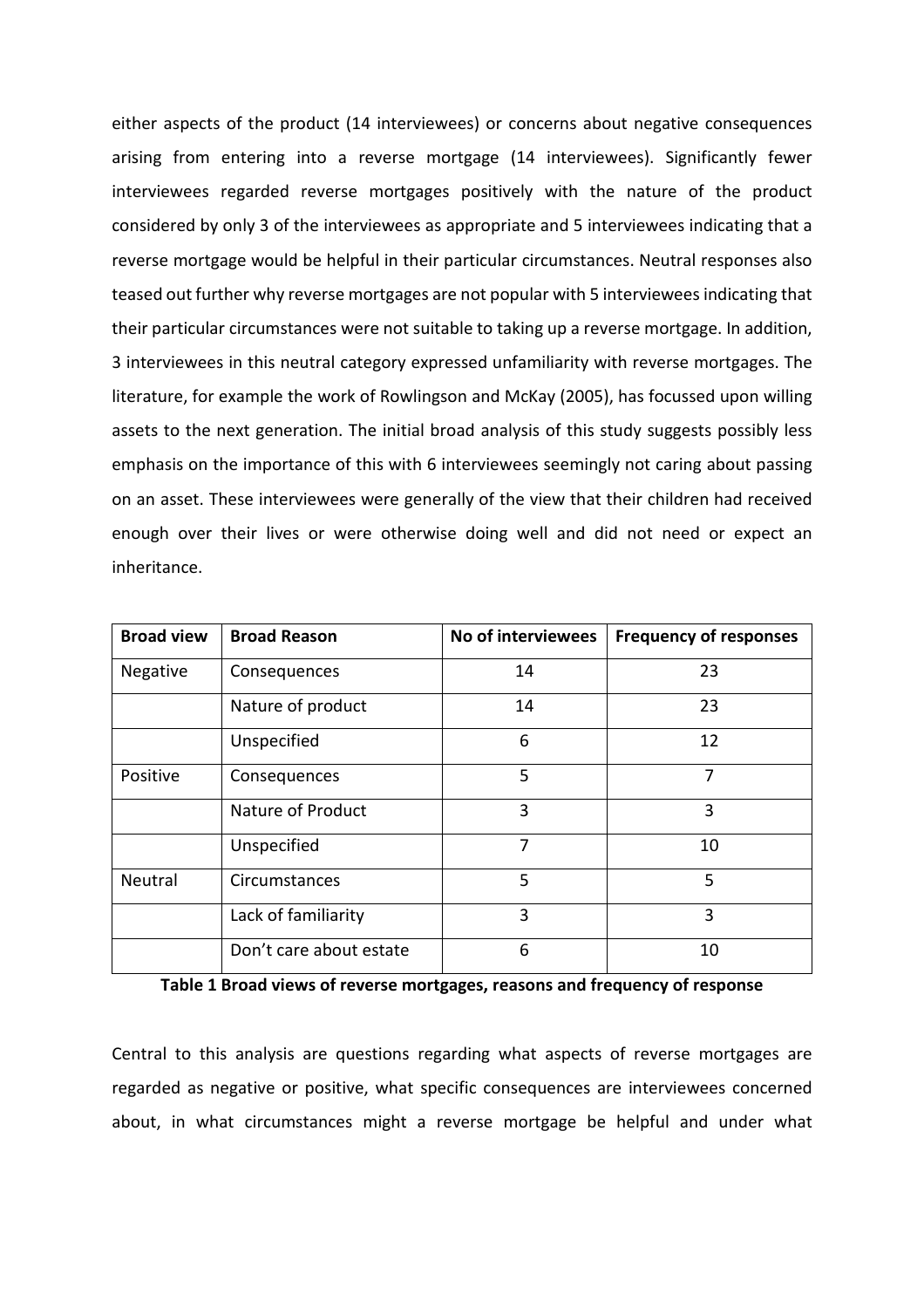either aspects of the product (14 interviewees) or concerns about negative consequences arising from entering into a reverse mortgage (14 interviewees). Significantly fewer interviewees regarded reverse mortgages positively with the nature of the product considered by only 3 of the interviewees as appropriate and 5 interviewees indicating that a reverse mortgage would be helpful in their particular circumstances. Neutral responses also teased out further why reverse mortgages are not popular with 5 interviewees indicating that their particular circumstances were not suitable to taking up a reverse mortgage. In addition, 3 interviewees in this neutral category expressed unfamiliarity with reverse mortgages. The literature, for example the work of Rowlingson and McKay (2005), has focussed upon willing assets to the next generation. The initial broad analysis of this study suggests possibly less emphasis on the importance of this with 6 interviewees seemingly not caring about passing on an asset. These interviewees were generally of the view that their children had received enough over their lives or were otherwise doing well and did not need or expect an inheritance.

| **Broad view** | **Broad Reason** | **No of interviewees** | **Frequency of responses** |
|---|---|---|---|
| Negative | Consequences | 14 | 23 |
| | Nature of product | 14 | 23 |
| | Unspecified | 6 | 12 |
| Positive | Consequences | 5 | 7 |
| | Nature of Product | 3 | 3 |
| | Unspecified | 7 | 10 |
| Neutral | Circumstances | 5 | 5 |
| | Lack of familiarity | 3 | 3 |
| | Don't care about estate | 6 | 10 |

**Table 1 Broad views of reverse mortgages, reasons and frequency of response**

Central to this analysis are questions regarding what aspects of reverse mortgages are regarded as negative or positive, what specific consequences are interviewees concerned about, in what circumstances might a reverse mortgage be helpful and under what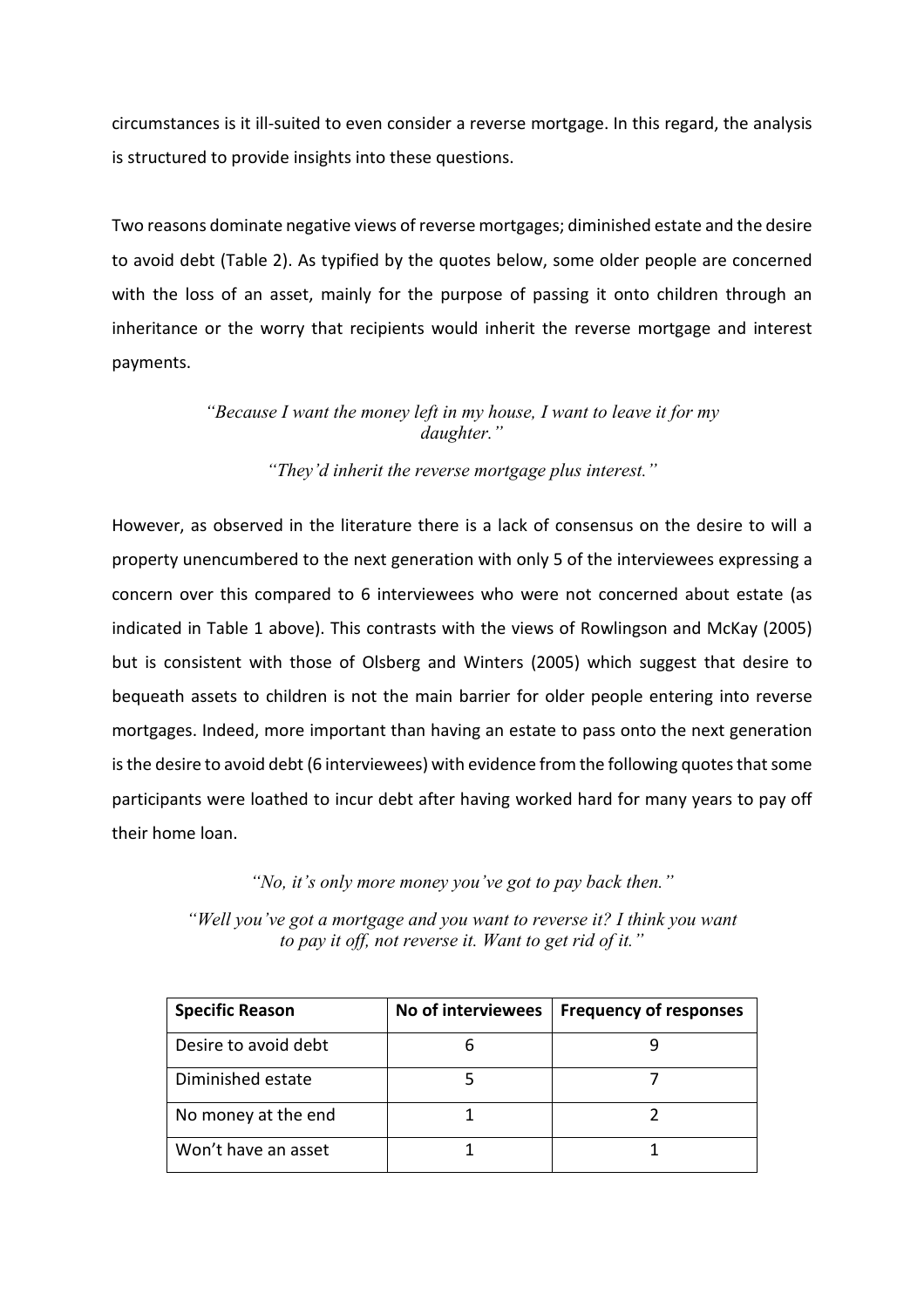circumstances is it ill-suited to even consider a reverse mortgage. In this regard, the analysis is structured to provide insights into these questions.

Two reasons dominate negative views of reverse mortgages; diminished estate and the desire to avoid debt (Table 2). As typified by the quotes below, some older people are concerned with the loss of an asset, mainly for the purpose of passing it onto children through an inheritance or the worry that recipients would inherit the reverse mortgage and interest payments.

*"Because I want the money left in my house, I want to leave it for my daughter."*

*"They'd inherit the reverse mortgage plus interest."*

However, as observed in the literature there is a lack of consensus on the desire to will a property unencumbered to the next generation with only 5 of the interviewees expressing a concern over this compared to 6 interviewees who were not concerned about estate (as indicated in Table 1 above). This contrasts with the views of Rowlingson and McKay (2005) but is consistent with those of Olsberg and Winters (2005) which suggest that desire to bequeath assets to children is not the main barrier for older people entering into reverse mortgages. Indeed, more important than having an estate to pass onto the next generation is the desire to avoid debt (6 interviewees) with evidence from the following quotes that some participants were loathed to incur debt after having worked hard for many years to pay off their home loan.

*"No, it's only more money you've got to pay back then."*

*"Well you've got a mortgage and you want to reverse it? I think you want to pay it off, not reverse it. Want to get rid of it."*

| **Specific Reason** | **No of interviewees** | **Frequency of responses** |
|---|---|---|
| Desire to avoid debt | 6 | 9 |
| Diminished estate | 5 | 7 |
| No money at the end | 1 | 2 |
| Won't have an asset | 1 | 1 |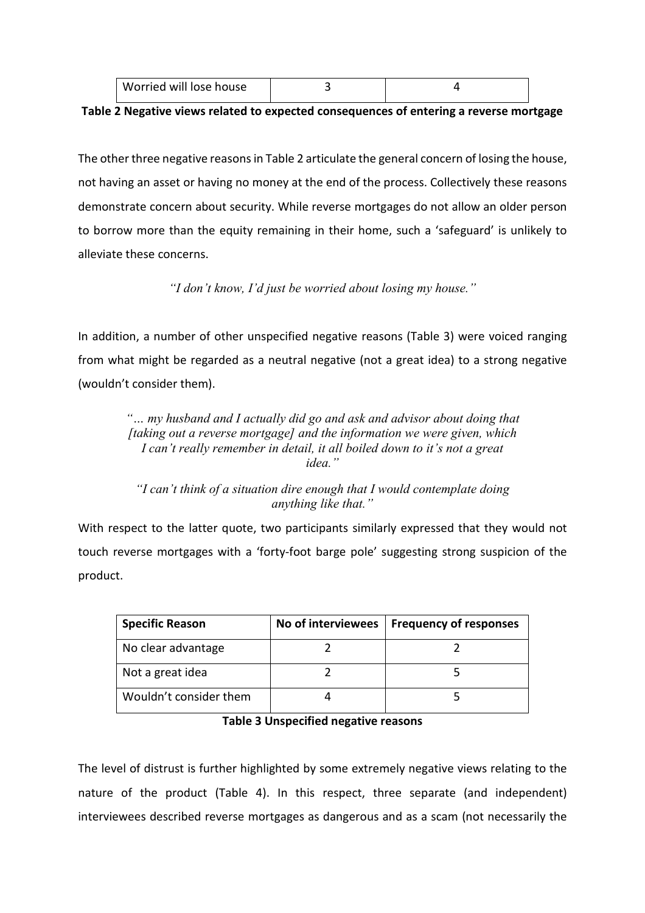| Worried will lose house | 3 | 4 |
|---|---|---|

**Table 2 Negative views related to expected consequences of entering a reverse mortgage**

The other three negative reasons in Table 2 articulate the general concern of losing the house, not having an asset or having no money at the end of the process. Collectively these reasons demonstrate concern about security. While reverse mortgages do not allow an older person to borrow more than the equity remaining in their home, such a 'safeguard' is unlikely to alleviate these concerns.

*"I don't know, I'd just be worried about losing my house."*

In addition, a number of other unspecified negative reasons (Table 3) were voiced ranging from what might be regarded as a neutral negative (not a great idea) to a strong negative (wouldn't consider them).

*"… my husband and I actually did go and ask and advisor about doing that [taking out a reverse mortgage] and the information we were given, which I can't really remember in detail, it all boiled down to it's not a great idea."*

*"I can't think of a situation dire enough that I would contemplate doing anything like that."*

With respect to the latter quote, two participants similarly expressed that they would not touch reverse mortgages with a 'forty-foot barge pole' suggesting strong suspicion of the product.

| Specific Reason | No of interviewees | Frequency of responses |
|---|---|---|
| No clear advantage | 2 | 2 |
| Not a great idea | 2 | 5 |
| Wouldn't consider them | 4 | 5 |

**Table 3 Unspecified negative reasons**

The level of distrust is further highlighted by some extremely negative views relating to the nature of the product (Table 4). In this respect, three separate (and independent) interviewees described reverse mortgages as dangerous and as a scam (not necessarily the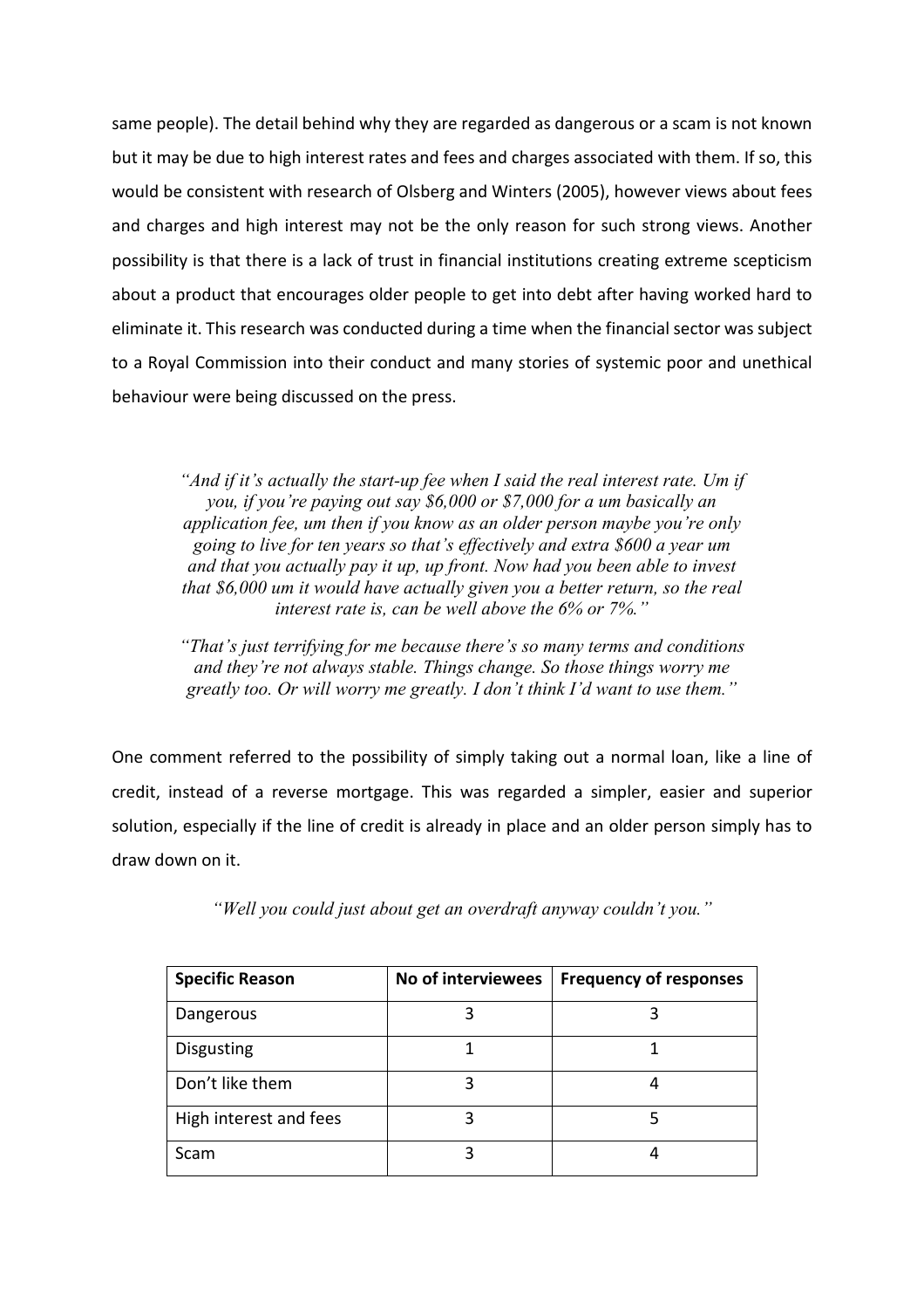same people). The detail behind why they are regarded as dangerous or a scam is not known but it may be due to high interest rates and fees and charges associated with them. If so, this would be consistent with research of Olsberg and Winters (2005), however views about fees and charges and high interest may not be the only reason for such strong views. Another possibility is that there is a lack of trust in financial institutions creating extreme scepticism about a product that encourages older people to get into debt after having worked hard to eliminate it. This research was conducted during a time when the financial sector was subject to a Royal Commission into their conduct and many stories of systemic poor and unethical behaviour were being discussed on the press.

> *"And if it's actually the start-up fee when I said the real interest rate. Um if you, if you're paying out say $6,000 or $7,000 for a um basically an application fee, um then if you know as an older person maybe you're only going to live for ten years so that's effectively and extra $600 a year um and that you actually pay it up, up front. Now had you been able to invest that $6,000 um it would have actually given you a better return, so the real interest rate is, can be well above the 6% or 7%."*

> *"That's just terrifying for me because there's so many terms and conditions and they're not always stable. Things change. So those things worry me greatly too. Or will worry me greatly. I don't think I'd want to use them."*

One comment referred to the possibility of simply taking out a normal loan, like a line of credit, instead of a reverse mortgage. This was regarded a simpler, easier and superior solution, especially if the line of credit is already in place and an older person simply has to draw down on it.

> *"Well you could just about get an overdraft anyway couldn't you."*

| Specific Reason | No of interviewees | Frequency of responses |
| --- | --- | --- |
| Dangerous | 3 | 3 |
| Disgusting | 1 | 1 |
| Don't like them | 3 | 4 |
| High interest and fees | 3 | 5 |
| Scam | 3 | 4 |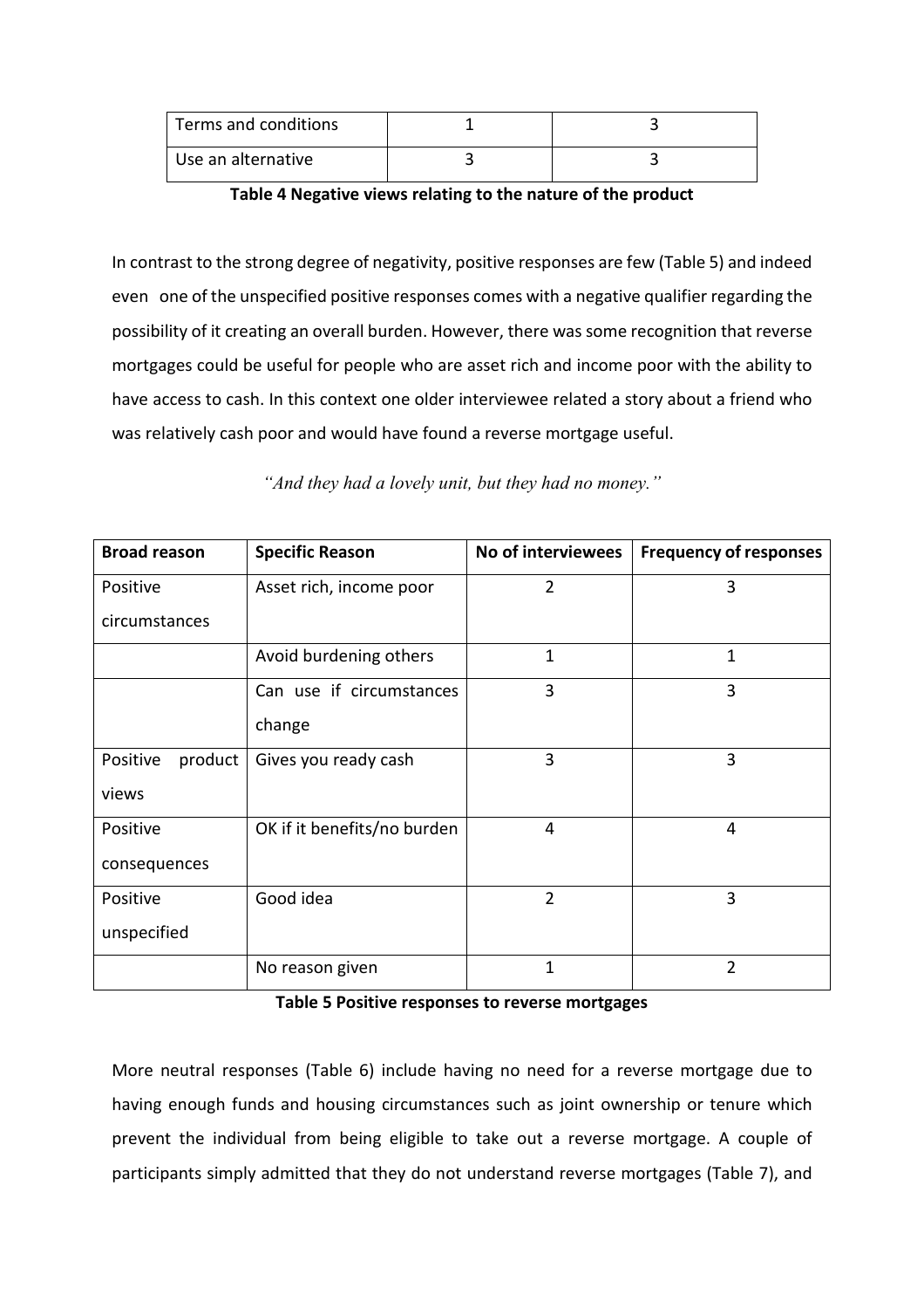| Terms and conditions | 1 | 3 |
| --- | --- | --- |
| Use an alternative | 3 | 3 |

**Table 4 Negative views relating to the nature of the product**

In contrast to the strong degree of negativity, positive responses are few (Table 5) and indeed even one of the unspecified positive responses comes with a negative qualifier regarding the possibility of it creating an overall burden. However, there was some recognition that reverse mortgages could be useful for people who are asset rich and income poor with the ability to have access to cash. In this context one older interviewee related a story about a friend who was relatively cash poor and would have found a reverse mortgage useful.

*"And they had a lovely unit, but they had no money."*

| Broad reason | Specific Reason | No of interviewees | Frequency of responses |
| --- | --- | --- | --- |
| Positive circumstances | Asset rich, income poor | 2 | 3 |
| | Avoid burdening others | 1 | 1 |
| | Can use if circumstances change | 3 | 3 |
| Positive product views | Gives you ready cash | 3 | 3 |
| Positive consequences | OK if it benefits/no burden | 4 | 4 |
| Positive unspecified | Good idea | 2 | 3 |
| | No reason given | 1 | 2 |

**Table 5 Positive responses to reverse mortgages**

More neutral responses (Table 6) include having no need for a reverse mortgage due to having enough funds and housing circumstances such as joint ownership or tenure which prevent the individual from being eligible to take out a reverse mortgage. A couple of participants simply admitted that they do not understand reverse mortgages (Table 7), and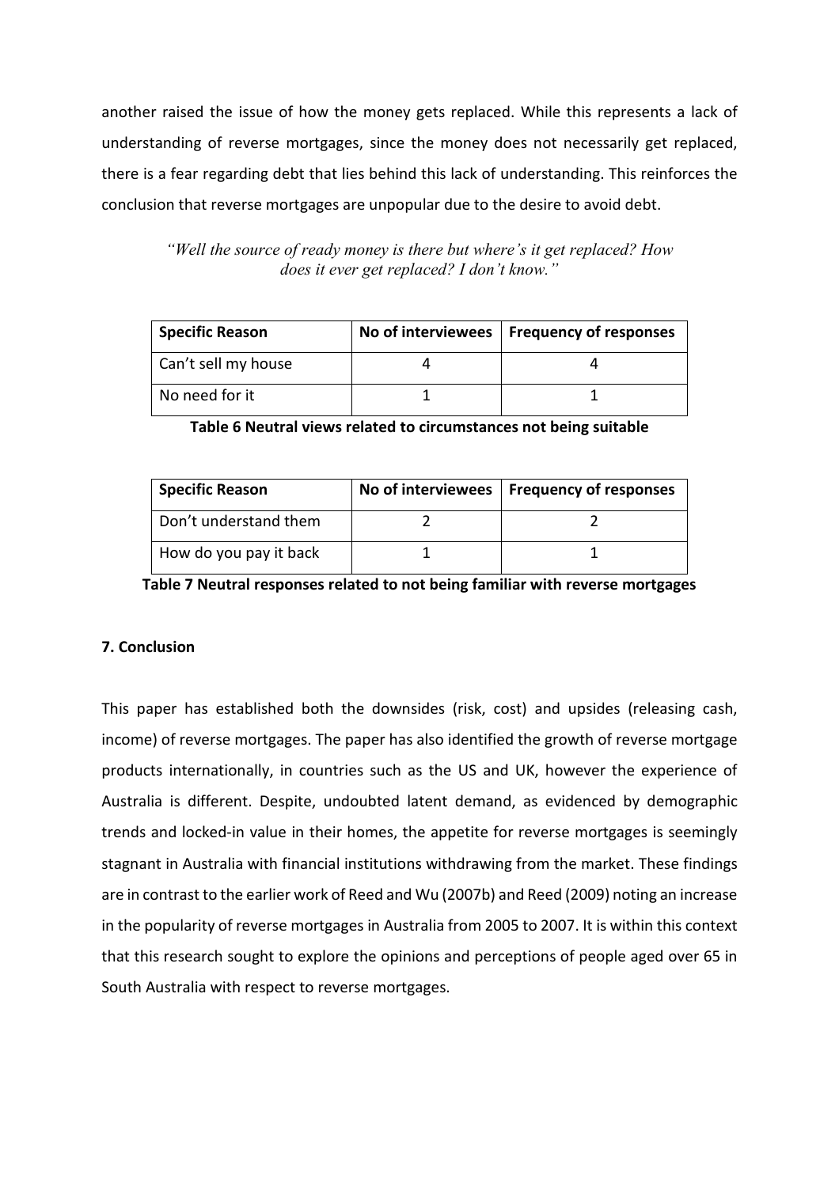another raised the issue of how the money gets replaced. While this represents a lack of understanding of reverse mortgages, since the money does not necessarily get replaced, there is a fear regarding debt that lies behind this lack of understanding. This reinforces the conclusion that reverse mortgages are unpopular due to the desire to avoid debt.

*"Well the source of ready money is there but where's it get replaced? How does it ever get replaced? I don't know."*

| Specific Reason | No of interviewees | Frequency of responses |
|---|---|---|
| Can't sell my house | 4 | 4 |
| No need for it | 1 | 1 |

**Table 6 Neutral views related to circumstances not being suitable**

| Specific Reason | No of interviewees | Frequency of responses |
|---|---|---|
| Don't understand them | 2 | 2 |
| How do you pay it back | 1 | 1 |

**Table 7 Neutral responses related to not being familiar with reverse mortgages**

## 7. Conclusion

This paper has established both the downsides (risk, cost) and upsides (releasing cash, income) of reverse mortgages. The paper has also identified the growth of reverse mortgage products internationally, in countries such as the US and UK, however the experience of Australia is different. Despite, undoubted latent demand, as evidenced by demographic trends and locked-in value in their homes, the appetite for reverse mortgages is seemingly stagnant in Australia with financial institutions withdrawing from the market. These findings are in contrast to the earlier work of Reed and Wu (2007b) and Reed (2009) noting an increase in the popularity of reverse mortgages in Australia from 2005 to 2007. It is within this context that this research sought to explore the opinions and perceptions of people aged over 65 in South Australia with respect to reverse mortgages.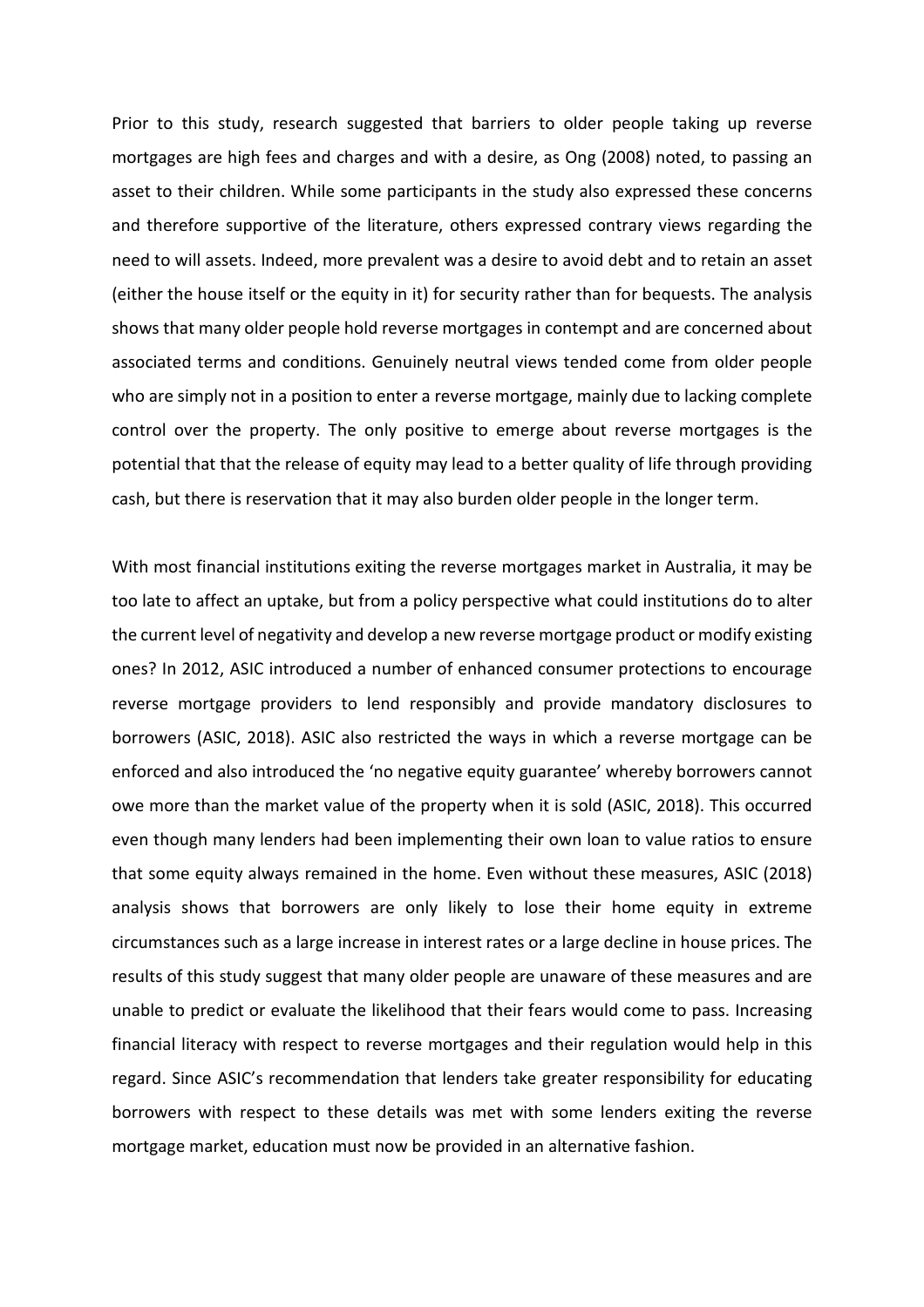Prior to this study, research suggested that barriers to older people taking up reverse mortgages are high fees and charges and with a desire, as Ong (2008) noted, to passing an asset to their children. While some participants in the study also expressed these concerns and therefore supportive of the literature, others expressed contrary views regarding the need to will assets. Indeed, more prevalent was a desire to avoid debt and to retain an asset (either the house itself or the equity in it) for security rather than for bequests. The analysis shows that many older people hold reverse mortgages in contempt and are concerned about associated terms and conditions. Genuinely neutral views tended come from older people who are simply not in a position to enter a reverse mortgage, mainly due to lacking complete control over the property. The only positive to emerge about reverse mortgages is the potential that that the release of equity may lead to a better quality of life through providing cash, but there is reservation that it may also burden older people in the longer term.

With most financial institutions exiting the reverse mortgages market in Australia, it may be too late to affect an uptake, but from a policy perspective what could institutions do to alter the current level of negativity and develop a new reverse mortgage product or modify existing ones? In 2012, ASIC introduced a number of enhanced consumer protections to encourage reverse mortgage providers to lend responsibly and provide mandatory disclosures to borrowers (ASIC, 2018). ASIC also restricted the ways in which a reverse mortgage can be enforced and also introduced the 'no negative equity guarantee' whereby borrowers cannot owe more than the market value of the property when it is sold (ASIC, 2018). This occurred even though many lenders had been implementing their own loan to value ratios to ensure that some equity always remained in the home. Even without these measures, ASIC (2018) analysis shows that borrowers are only likely to lose their home equity in extreme circumstances such as a large increase in interest rates or a large decline in house prices. The results of this study suggest that many older people are unaware of these measures and are unable to predict or evaluate the likelihood that their fears would come to pass. Increasing financial literacy with respect to reverse mortgages and their regulation would help in this regard. Since ASIC's recommendation that lenders take greater responsibility for educating borrowers with respect to these details was met with some lenders exiting the reverse mortgage market, education must now be provided in an alternative fashion.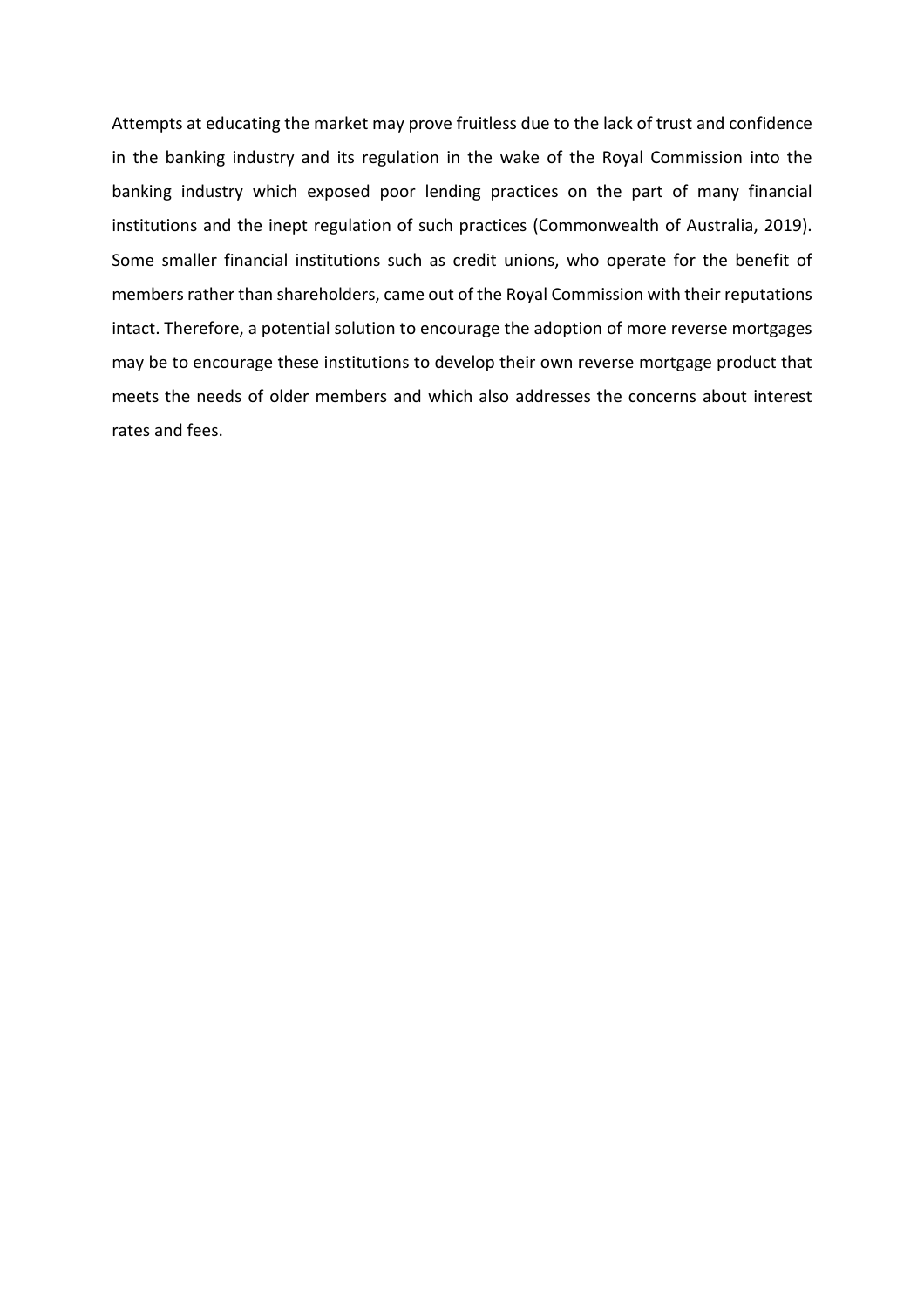Attempts at educating the market may prove fruitless due to the lack of trust and confidence in the banking industry and its regulation in the wake of the Royal Commission into the banking industry which exposed poor lending practices on the part of many financial institutions and the inept regulation of such practices (Commonwealth of Australia, 2019). Some smaller financial institutions such as credit unions, who operate for the benefit of members rather than shareholders, came out of the Royal Commission with their reputations intact. Therefore, a potential solution to encourage the adoption of more reverse mortgages may be to encourage these institutions to develop their own reverse mortgage product that meets the needs of older members and which also addresses the concerns about interest rates and fees.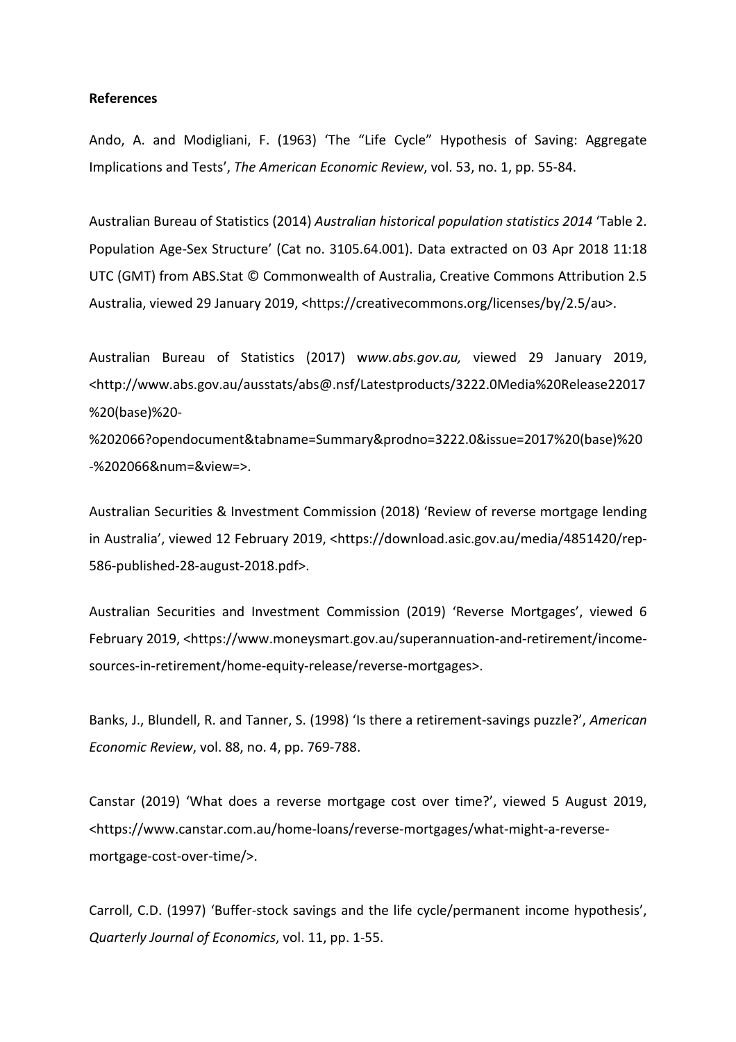**References**

Ando, A. and Modigliani, F. (1963) 'The "Life Cycle" Hypothesis of Saving: Aggregate Implications and Tests', *The American Economic Review*, vol. 53, no. 1, pp. 55-84.

Australian Bureau of Statistics (2014) *Australian historical population statistics 2014* 'Table 2. Population Age-Sex Structure' (Cat no. 3105.64.001). Data extracted on 03 Apr 2018 11:18 UTC (GMT) from ABS.Stat © Commonwealth of Australia, Creative Commons Attribution 2.5 Australia, viewed 29 January 2019, <https://creativecommons.org/licenses/by/2.5/au>.

Australian Bureau of Statistics (2017) w*ww.abs.gov.au,* viewed 29 January 2019, <http://www.abs.gov.au/ausstats/abs@.nsf/Latestproducts/3222.0Media%20Release22017%20(base)%20-%202066?opendocument&tabname=Summary&prodno=3222.0&issue=2017%20(base)%20-%202066&num=&view=>.

Australian Securities & Investment Commission (2018) 'Review of reverse mortgage lending in Australia', viewed 12 February 2019, <https://download.asic.gov.au/media/4851420/rep-586-published-28-august-2018.pdf>.

Australian Securities and Investment Commission (2019) 'Reverse Mortgages', viewed 6 February 2019, <https://www.moneysmart.gov.au/superannuation-and-retirement/income-sources-in-retirement/home-equity-release/reverse-mortgages>.

Banks, J., Blundell, R. and Tanner, S. (1998) 'Is there a retirement-savings puzzle?', *American Economic Review*, vol. 88, no. 4, pp. 769-788.

Canstar (2019) 'What does a reverse mortgage cost over time?', viewed 5 August 2019, <https://www.canstar.com.au/home-loans/reverse-mortgages/what-might-a-reverse-mortgage-cost-over-time/>.

Carroll, C.D. (1997) 'Buffer-stock savings and the life cycle/permanent income hypothesis', *Quarterly Journal of Economics*, vol. 11, pp. 1-55.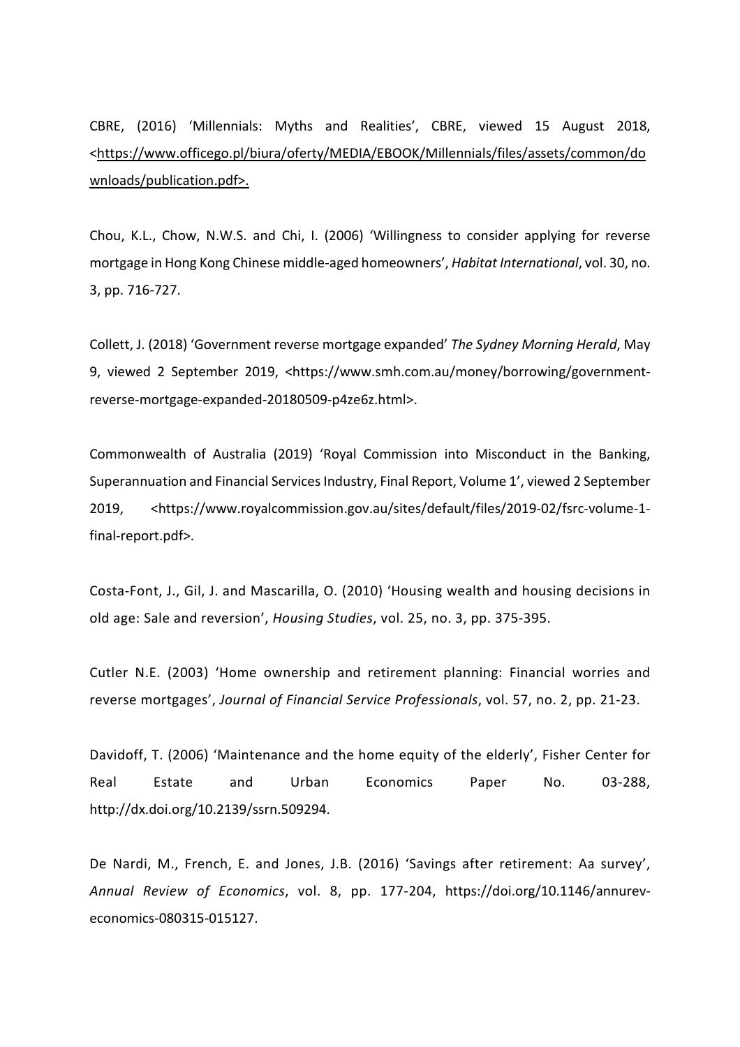CBRE, (2016) 'Millennials: Myths and Realities', CBRE, viewed 15 August 2018, <https://www.officego.pl/biura/oferty/MEDIA/EBOOK/Millennials/files/assets/common/downloads/publication.pdf>.

Chou, K.L., Chow, N.W.S. and Chi, I. (2006) 'Willingness to consider applying for reverse mortgage in Hong Kong Chinese middle-aged homeowners', *Habitat International*, vol. 30, no. 3, pp. 716-727.

Collett, J. (2018) 'Government reverse mortgage expanded' *The Sydney Morning Herald*, May 9, viewed 2 September 2019, <https://www.smh.com.au/money/borrowing/government-reverse-mortgage-expanded-20180509-p4ze6z.html>.

Commonwealth of Australia (2019) 'Royal Commission into Misconduct in the Banking, Superannuation and Financial Services Industry, Final Report, Volume 1', viewed 2 September 2019, <https://www.royalcommission.gov.au/sites/default/files/2019-02/fsrc-volume-1-final-report.pdf>.

Costa-Font, J., Gil, J. and Mascarilla, O. (2010) 'Housing wealth and housing decisions in old age: Sale and reversion', *Housing Studies*, vol. 25, no. 3, pp. 375-395.

Cutler N.E. (2003) 'Home ownership and retirement planning: Financial worries and reverse mortgages', *Journal of Financial Service Professionals*, vol. 57, no. 2, pp. 21-23.

Davidoff, T. (2006) 'Maintenance and the home equity of the elderly', Fisher Center for Real Estate and Urban Economics Paper No. 03-288, http://dx.doi.org/10.2139/ssrn.509294.

De Nardi, M., French, E. and Jones, J.B. (2016) 'Savings after retirement: Aa survey', *Annual Review of Economics*, vol. 8, pp. 177-204, https://doi.org/10.1146/annurev-economics-080315-015127.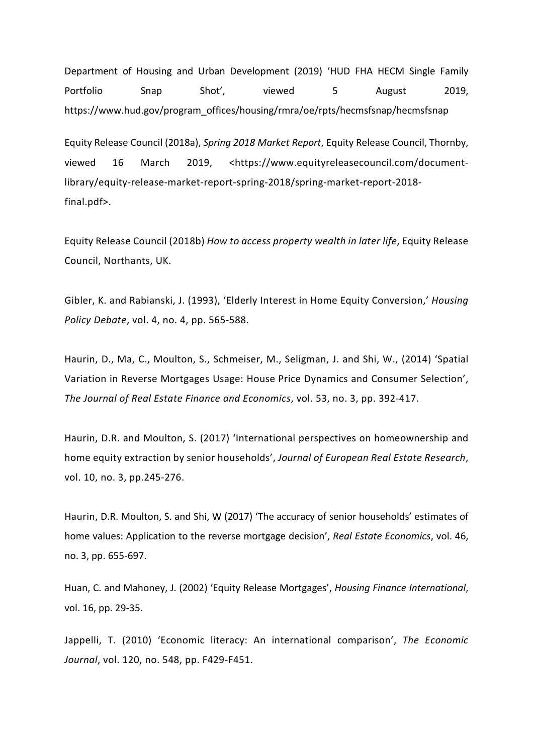Department of Housing and Urban Development (2019) 'HUD FHA HECM Single Family Portfolio Snap Shot', viewed 5 August 2019, https://www.hud.gov/program_offices/housing/rmra/oe/rpts/hecmsfsnap/hecmsfsnap

Equity Release Council (2018a), *Spring 2018 Market Report*, Equity Release Council, Thornby, viewed 16 March 2019, <https://www.equityreleasecouncil.com/document-library/equity-release-market-report-spring-2018/spring-market-report-2018-final.pdf>.

Equity Release Council (2018b) *How to access property wealth in later life*, Equity Release Council, Northants, UK.

Gibler, K. and Rabianski, J. (1993), 'Elderly Interest in Home Equity Conversion,' *Housing Policy Debate*, vol. 4, no. 4, pp. 565-588.

Haurin, D., Ma, C., Moulton, S., Schmeiser, M., Seligman, J. and Shi, W., (2014) 'Spatial Variation in Reverse Mortgages Usage: House Price Dynamics and Consumer Selection', *The Journal of Real Estate Finance and Economics*, vol. 53, no. 3, pp. 392-417.

Haurin, D.R. and Moulton, S. (2017) 'International perspectives on homeownership and home equity extraction by senior households', *Journal of European Real Estate Research*, vol. 10, no. 3, pp.245-276.

Haurin, D.R. Moulton, S. and Shi, W (2017) 'The accuracy of senior households' estimates of home values: Application to the reverse mortgage decision', *Real Estate Economics*, vol. 46, no. 3, pp. 655-697.

Huan, C. and Mahoney, J. (2002) 'Equity Release Mortgages', *Housing Finance International*, vol. 16, pp. 29-35.

Jappelli, T. (2010) 'Economic literacy: An international comparison', *The Economic Journal*, vol. 120, no. 548, pp. F429-F451.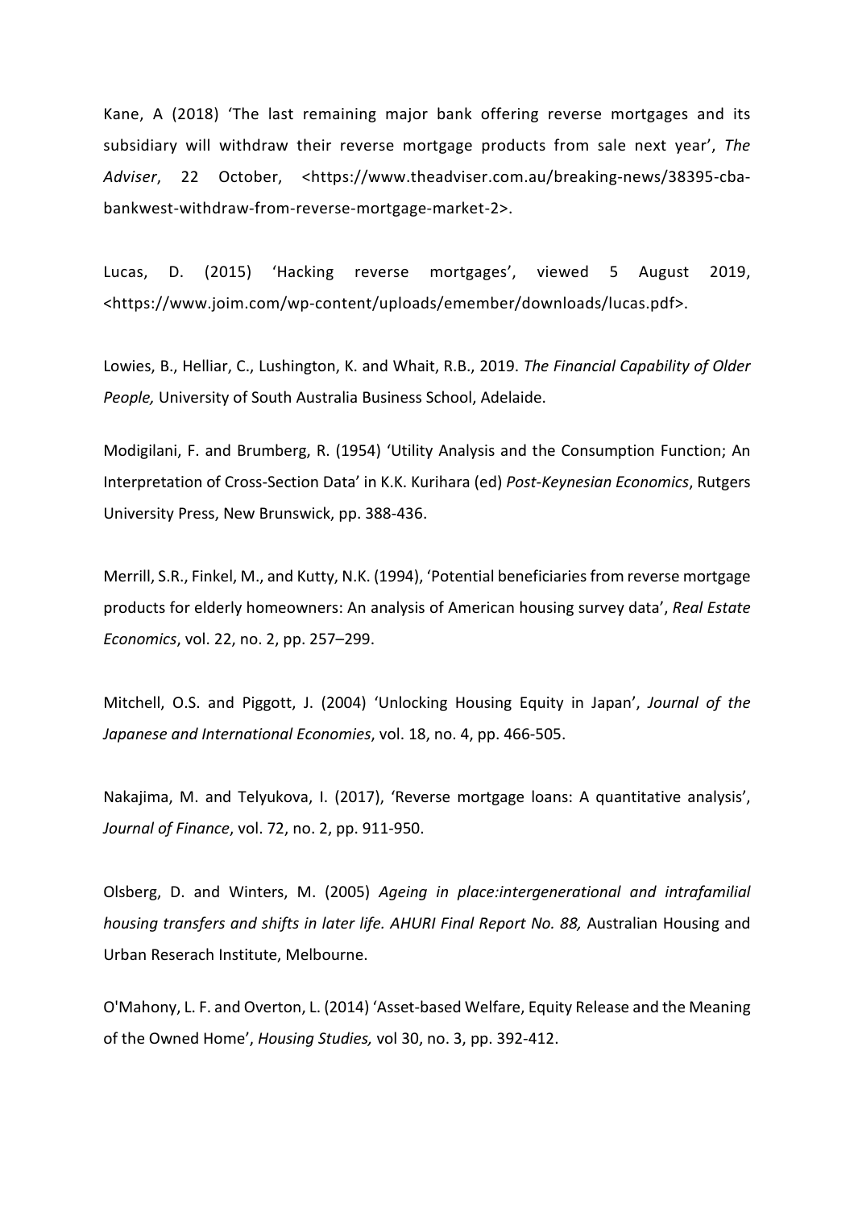Kane, A (2018) 'The last remaining major bank offering reverse mortgages and its subsidiary will withdraw their reverse mortgage products from sale next year', *The Adviser*, 22 October, <https://www.theadviser.com.au/breaking-news/38395-cba-bankwest-withdraw-from-reverse-mortgage-market-2>.

Lucas, D. (2015) 'Hacking reverse mortgages', viewed 5 August 2019, <https://www.joim.com/wp-content/uploads/emember/downloads/lucas.pdf>.

Lowies, B., Helliar, C., Lushington, K. and Whait, R.B., 2019. *The Financial Capability of Older People,* University of South Australia Business School, Adelaide.

Modigilani, F. and Brumberg, R. (1954) 'Utility Analysis and the Consumption Function; An Interpretation of Cross-Section Data' in K.K. Kurihara (ed) *Post-Keynesian Economics*, Rutgers University Press, New Brunswick, pp. 388-436.

Merrill, S.R., Finkel, M., and Kutty, N.K. (1994), 'Potential beneficiaries from reverse mortgage products for elderly homeowners: An analysis of American housing survey data', *Real Estate Economics*, vol. 22, no. 2, pp. 257–299.

Mitchell, O.S. and Piggott, J. (2004) 'Unlocking Housing Equity in Japan', *Journal of the Japanese and International Economies*, vol. 18, no. 4, pp. 466-505.

Nakajima, M. and Telyukova, I. (2017), 'Reverse mortgage loans: A quantitative analysis', *Journal of Finance*, vol. 72, no. 2, pp. 911-950.

Olsberg, D. and Winters, M. (2005) *Ageing in place:intergenerational and intrafamilial housing transfers and shifts in later life. AHURI Final Report No. 88,* Australian Housing and Urban Reserach Institute, Melbourne.

O'Mahony, L. F. and Overton, L. (2014) 'Asset-based Welfare, Equity Release and the Meaning of the Owned Home', *Housing Studies,* vol 30, no. 3, pp. 392-412.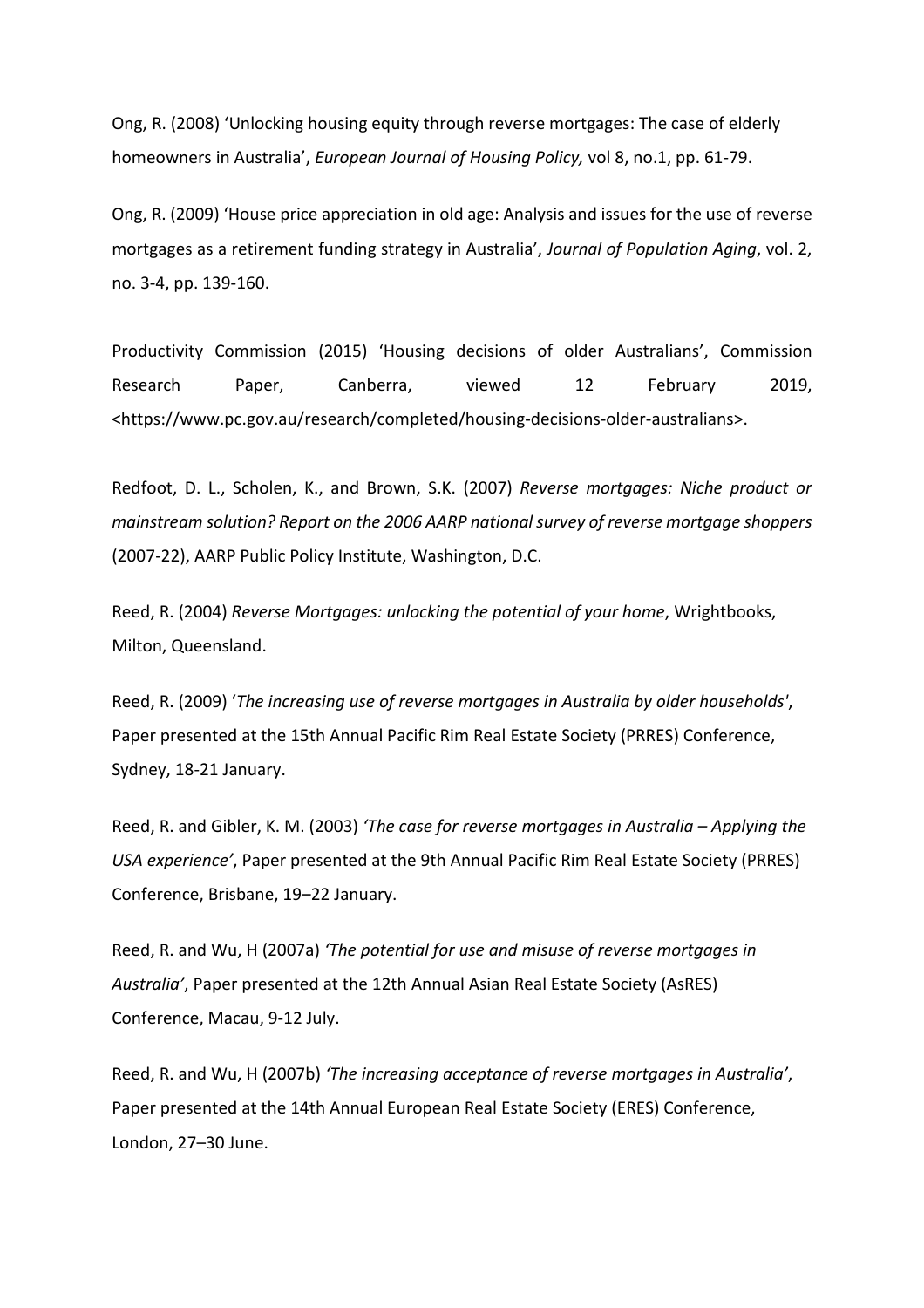Ong, R. (2008) 'Unlocking housing equity through reverse mortgages: The case of elderly homeowners in Australia', *European Journal of Housing Policy,* vol 8, no.1, pp. 61-79.

Ong, R. (2009) 'House price appreciation in old age: Analysis and issues for the use of reverse mortgages as a retirement funding strategy in Australia', *Journal of Population Aging*, vol. 2, no. 3-4, pp. 139-160.

Productivity Commission (2015) 'Housing decisions of older Australians', Commission Research Paper, Canberra, viewed 12 February 2019, <https://www.pc.gov.au/research/completed/housing-decisions-older-australians>.

Redfoot, D. L., Scholen, K., and Brown, S.K. (2007) *Reverse mortgages: Niche product or mainstream solution? Report on the 2006 AARP national survey of reverse mortgage shoppers* (2007-22), AARP Public Policy Institute, Washington, D.C.

Reed, R. (2004) *Reverse Mortgages: unlocking the potential of your home*, Wrightbooks, Milton, Queensland.

Reed, R. (2009) '*The increasing use of reverse mortgages in Australia by older households*', Paper presented at the 15th Annual Pacific Rim Real Estate Society (PRRES) Conference, Sydney, 18-21 January.

Reed, R. and Gibler, K. M. (2003) *'The case for reverse mortgages in Australia – Applying the USA experience'*, Paper presented at the 9th Annual Pacific Rim Real Estate Society (PRRES) Conference, Brisbane, 19–22 January.

Reed, R. and Wu, H (2007a) *'The potential for use and misuse of reverse mortgages in Australia'*, Paper presented at the 12th Annual Asian Real Estate Society (AsRES) Conference, Macau, 9-12 July.

Reed, R. and Wu, H (2007b) *'The increasing acceptance of reverse mortgages in Australia'*, Paper presented at the 14th Annual European Real Estate Society (ERES) Conference, London, 27–30 June.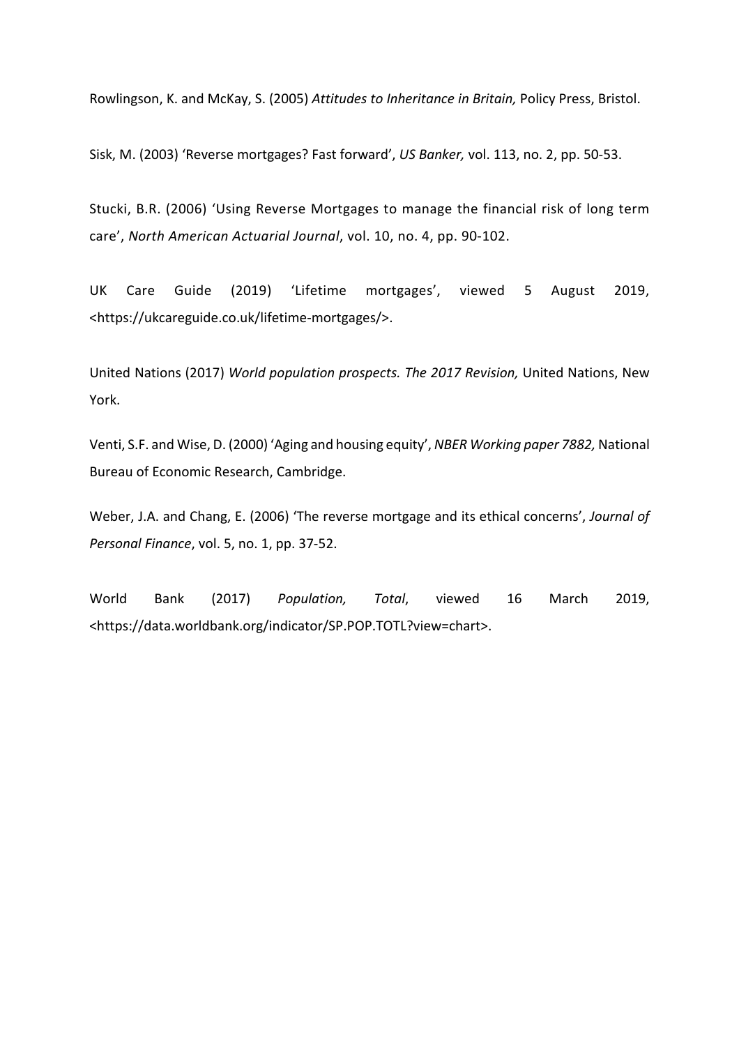Rowlingson, K. and McKay, S. (2005) *Attitudes to Inheritance in Britain,* Policy Press, Bristol.

Sisk, M. (2003) 'Reverse mortgages? Fast forward', *US Banker,* vol. 113, no. 2, pp. 50-53.

Stucki, B.R. (2006) 'Using Reverse Mortgages to manage the financial risk of long term care', *North American Actuarial Journal*, vol. 10, no. 4, pp. 90-102.

UK Care Guide (2019) 'Lifetime mortgages', viewed 5 August 2019, <https://ukcareguide.co.uk/lifetime-mortgages/>.

United Nations (2017) *World population prospects. The 2017 Revision,* United Nations, New York.

Venti, S.F. and Wise, D. (2000) 'Aging and housing equity', *NBER Working paper 7882,* National Bureau of Economic Research, Cambridge.

Weber, J.A. and Chang, E. (2006) 'The reverse mortgage and its ethical concerns', *Journal of Personal Finance*, vol. 5, no. 1, pp. 37-52.

World Bank (2017) *Population, Total*, viewed 16 March 2019, <https://data.worldbank.org/indicator/SP.POP.TOTL?view=chart>.